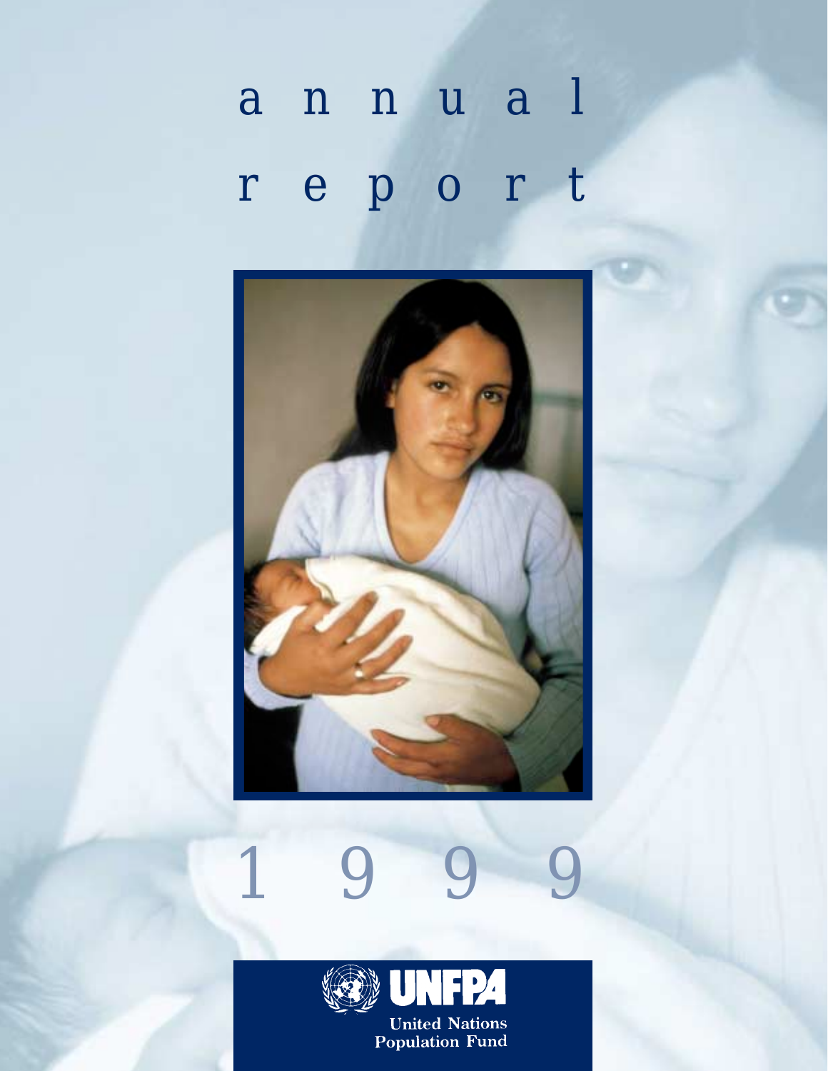# annual report

# 1999

UNFPA

United Nations Population Fund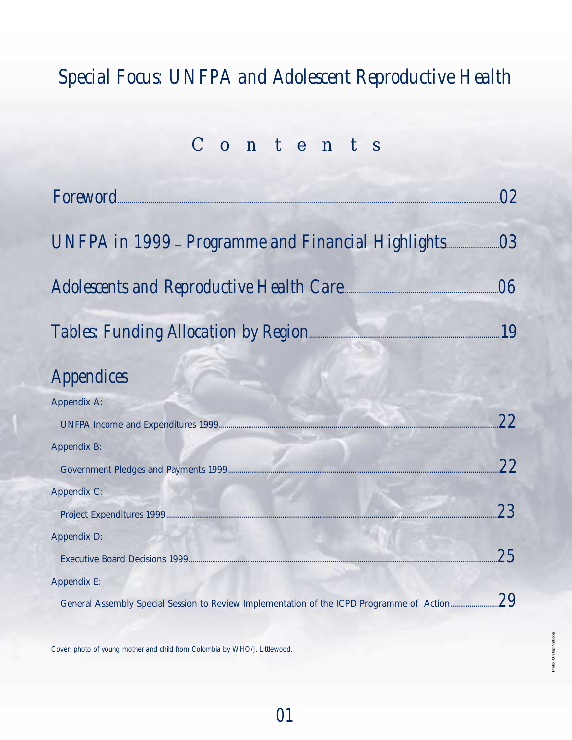# Special Focus: UNFPA and Adolescent Reproductive Health

## Contents

Foreword ........ 02

UNFPA in 1999 – Programme and Financial Highlights ........ 03

Adolescents and Reproductive Health Care ........ 06

Tables: Funding Allocation by Region ........ 19

### Appendices

Appendix A:

UNFPA Income and Expenditures 1999 ........ 22

Appendix B:

Government Pledges and Payments 1999 ........ 22

Appendix C:

Project Expenditures 1999 ........ 23

Appendix D:

Executive Board Decisions 1999 ........ 25

Appendix E:

General Assembly Special Session to Review Implementation of the ICPD Programme of Action ........ 29

Cover: photo of young mother and child from Colombia by WHO/J. Littlewood.

Photo: United Nations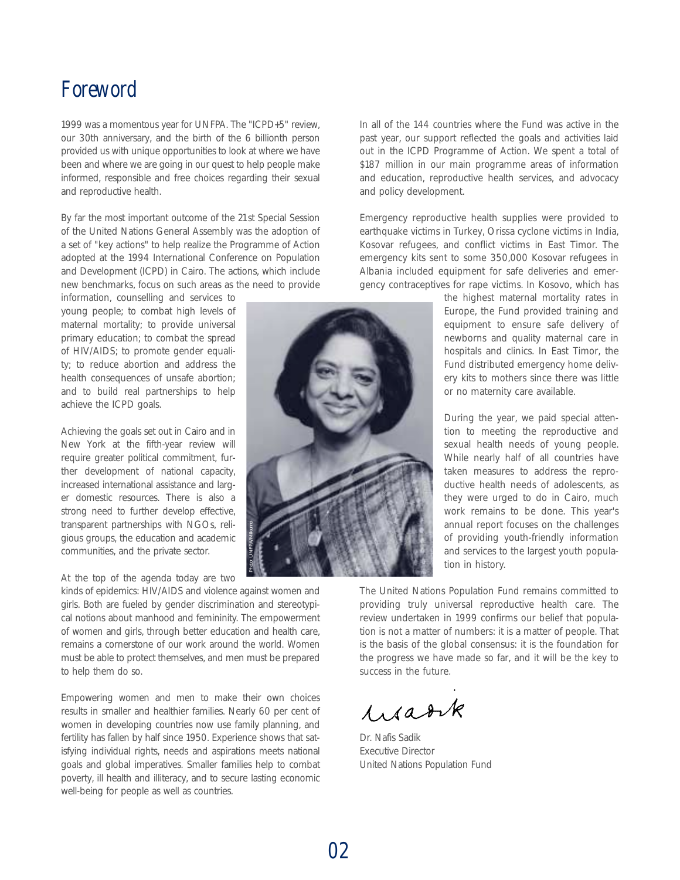# Foreword

1999 was a momentous year for UNFPA. The "ICPD+5" review, our 30th anniversary, and the birth of the 6 billionth person provided us with unique opportunities to look at where we have been and where we are going in our quest to help people make informed, responsible and free choices regarding their sexual and reproductive health.

By far the most important outcome of the 21st Special Session of the United Nations General Assembly was the adoption of a set of "key actions" to help realize the Programme of Action adopted at the 1994 International Conference on Population and Development (ICPD) in Cairo. The actions, which include new benchmarks, focus on such areas as the need to provide information, counselling and services to young people; to combat high levels of maternal mortality; to provide universal primary education; to combat the spread of HIV/AIDS; to promote gender equality; to reduce abortion and address the health consequences of unsafe abortion; and to build real partnerships to help achieve the ICPD goals.

Achieving the goals set out in Cairo and in New York at the fifth-year review will require greater political commitment, further development of national capacity, increased international assistance and larger domestic resources. There is also a strong need to further develop effective, transparent partnerships with NGOs, religious groups, the education and academic communities, and the private sector.

At the top of the agenda today are two kinds of epidemics: HIV/AIDS and violence against women and girls. Both are fueled by gender discrimination and stereotypical notions about manhood and femininity. The empowerment of women and girls, through better education and health care, remains a cornerstone of our work around the world. Women must be able to protect themselves, and men must be prepared to help them do so.

Empowering women and men to make their own choices results in smaller and healthier families. Nearly 60 per cent of women in developing countries now use family planning, and fertility has fallen by half since 1950. Experience shows that satisfying individual rights, needs and aspirations meets national goals and global imperatives. Smaller families help to combat poverty, ill health and illiteracy, and to secure lasting economic well-being for people as well as countries.

Photo: UNFPA/Mikumo

In all of the 144 countries where the Fund was active in the past year, our support reflected the goals and activities laid out in the ICPD Programme of Action. We spent a total of $187 million in our main programme areas of information and education, reproductive health services, and advocacy and policy development.

Emergency reproductive health supplies were provided to earthquake victims in Turkey, Orissa cyclone victims in India, Kosovar refugees, and conflict victims in East Timor. The emergency kits sent to some 350,000 Kosovar refugees in Albania included equipment for safe deliveries and emergency contraceptives for rape victims. In Kosovo, which has the highest maternal mortality rates in Europe, the Fund provided training and equipment to ensure safe delivery of newborns and quality maternal care in hospitals and clinics. In East Timor, the Fund distributed emergency home delivery kits to mothers since there was little or no maternity care available.

During the year, we paid special attention to meeting the reproductive and sexual health needs of young people. While nearly half of all countries have taken measures to address the reproductive health needs of adolescents, as they were urged to do in Cairo, much work remains to be done. This year's annual report focuses on the challenges of providing youth-friendly information and services to the largest youth population in history.

The United Nations Population Fund remains committed to providing truly universal reproductive health care. The review undertaken in 1999 confirms our belief that population is not a matter of numbers: it is a matter of people. That is the basis of the global consensus: it is the foundation for the progress we have made so far, and it will be the key to success in the future.

Dr. Nafis Sadik
Executive Director
United Nations Population Fund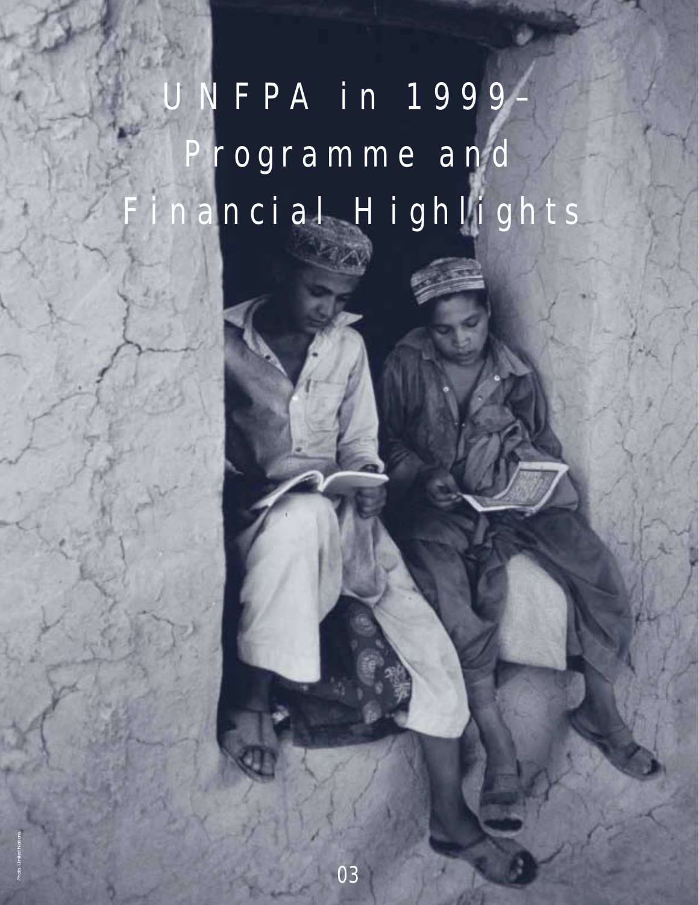# UNFPA in 1999– Programme and Financial Highlights

Photo: United Nations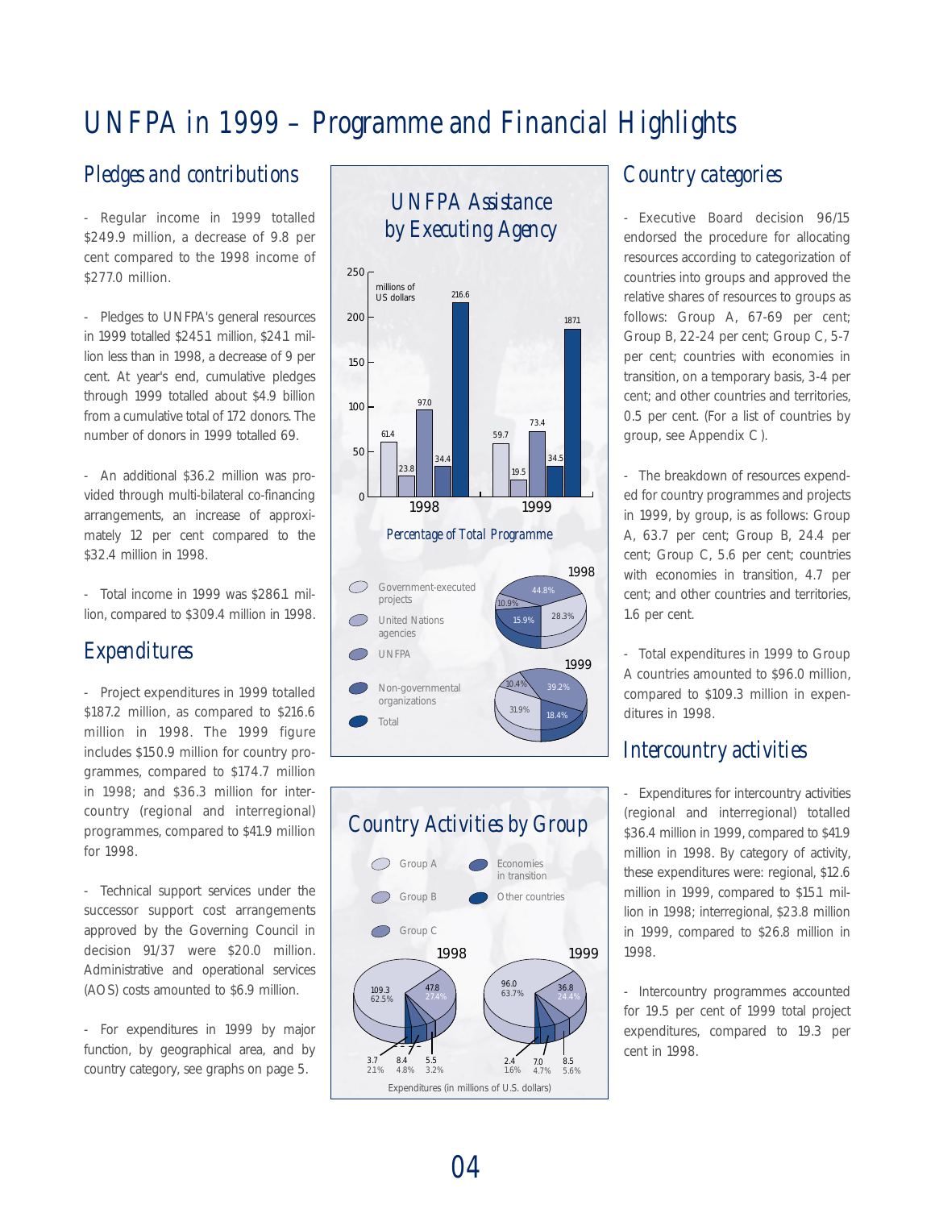# UNFPA in 1999 – Programme and Financial Highlights

## Pledges and contributions

- Regular income in 1999 totalled $249.9 million, a decrease of 9.8 per cent compared to the 1998 income of $277.0 million.

- Pledges to UNFPA's general resources in 1999 totalled $245.1 million, $24.1 million less than in 1998, a decrease of 9 per cent. At year's end, cumulative pledges through 1999 totalled about $4.9 billion from a cumulative total of 172 donors. The number of donors in 1999 totalled 69.

- An additional $36.2 million was provided through multi-bilateral co-financing arrangements, an increase of approximately 12 per cent compared to the $32.4 million in 1998.

- Total income in 1999 was $286.1 million, compared to $309.4 million in 1998.

## Expenditures

- Project expenditures in 1999 totalled $187.2 million, as compared to $216.6 million in 1998. The 1999 figure includes $150.9 million for country programmes, compared to $174.7 million in 1998; and $36.3 million for intercountry (regional and interregional) programmes, compared to $41.9 million for 1998.

- Technical support services under the successor support cost arrangements approved by the Governing Council in decision 91/37 were $20.0 million. Administrative and operational services (AOS) costs amounted to $6.9 million.

- For expenditures in 1999 by major function, by geographical area, and by country category, see graphs on page 5.

### UNFPA Assistance by Executing Agency

(millions of US dollars)

| | Government-executed projects | United Nations agencies | UNFPA | Non-governmental organizations | Total |
|---|---|---|---|---|---|
| 1998 | 61.4 | 23.8 | 97.0 | 34.4 | 216.6 |
| 1999 | 59.7 | 19.5 | 73.4 | 34.5 | 187.1 |

Percentage of Total Programme

| | 1998 | 1999 |
|---|---|---|
| Percentages shown | 44.8%, 28.3%, 15.9%, 10.9% | 39.2%, 18.4%, 31.9%, 10.4% |

### Country Activities by Group

| | 1998 | 1999 |
|---|---|---|
| Group A | 109.3 (62.5%) | 96.0 (63.7%) |
| Group B | 47.8 (27.4%) | 36.8 (24.4%) |
| Group C | 5.5 (3.2%) | 8.5 (5.6%) |
| Economies in transition | 8.4 (4.8%) | 7.0 (4.7%) |
| Other countries | 3.7 (2.1%) | 2.4 (1.6%) |

Expenditures (in millions of U.S. dollars)

## Country categories

- Executive Board decision 96/15 endorsed the procedure for allocating resources according to categorization of countries into groups and approved the relative shares of resources to groups as follows: Group A, 67-69 per cent; Group B, 22-24 per cent; Group C, 5-7 per cent; countries with economies in transition, on a temporary basis, 3-4 per cent; and other countries and territories, 0.5 per cent. (For a list of countries by group, see Appendix C).

- The breakdown of resources expended for country programmes and projects in 1999, by group, is as follows: Group A, 63.7 per cent; Group B, 24.4 per cent; Group C, 5.6 per cent; countries with economies in transition, 4.7 per cent; and other countries and territories, 1.6 per cent.

- Total expenditures in 1999 to Group A countries amounted to $96.0 million, compared to $109.3 million in expenditures in 1998.

## Intercountry activities

- Expenditures for intercountry activities (regional and interregional) totalled $36.4 million in 1999, compared to $41.9 million in 1998. By category of activity, these expenditures were: regional, $12.6 million in 1999, compared to $15.1 million in 1998; interregional, $23.8 million in 1999, compared to $26.8 million in 1998.

- Intercountry programmes accounted for 19.5 per cent of 1999 total project expenditures, compared to 19.3 per cent in 1998.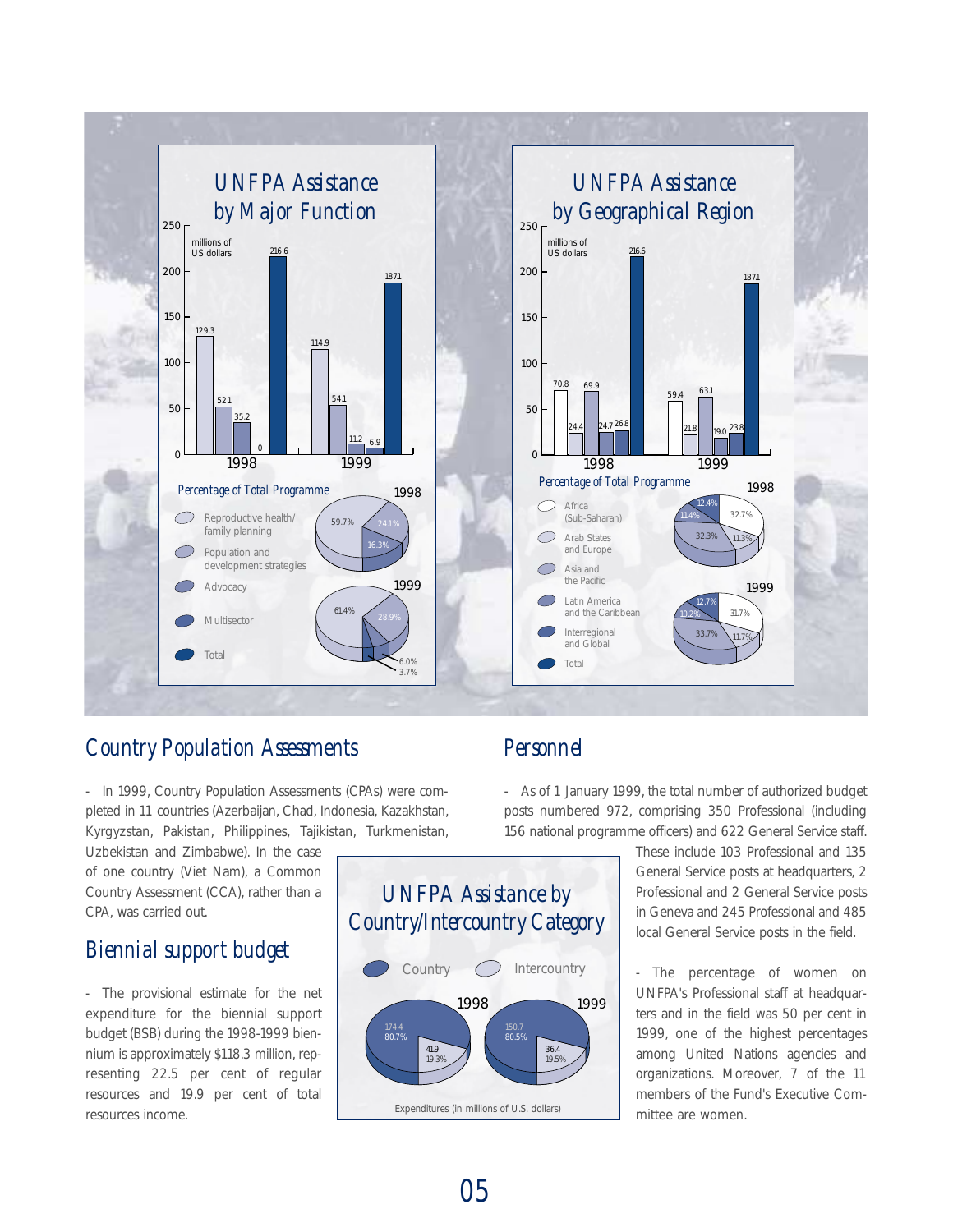## UNFPA Assistance by Major Function

millions of US dollars

| | Reproductive health/ family planning | Population and development strategies | Advocacy | Multisector | Total |
|---|---|---|---|---|---|
| 1998 | 129.3 | 52.1 | 35.2 | 0 | 216.6 |
| 1999 | 114.9 | 54.1 | 11.2 | 6.9 | 187.1 |

*Percentage of Total Programme*

| | Reproductive health/ family planning | Population and development strategies | Advocacy | Multisector |
|---|---|---|---|---|
| 1998 | 59.7% | 24.1% | 16.3% | |
| 1999 | 61.4% | 28.9% | 6.0% | 3.7% |

## UNFPA Assistance by Geographical Region

millions of US dollars

| | Africa (Sub-Saharan) | Arab States and Europe | Asia and the Pacific | Latin America and the Caribbean | Interregional and Global | Total |
|---|---|---|---|---|---|---|
| 1998 | 70.8 | 24.4 | 69.9 | 24.7 | 26.8 | 216.6 |
| 1999 | 59.4 | 21.8 | 63.1 | 19.0 | 23.8 | 187.1 |

*Percentage of Total Programme*

| | Africa (Sub-Saharan) | Arab States and Europe | Asia and the Pacific | Latin America and the Caribbean | Interregional and Global |
|---|---|---|---|---|---|
| 1998 | 32.7% | 11.3% | 32.3% | 11.4% | 12.4% |
| 1999 | 31.7% | 11.7% | 33.7% | 10.2% | 12.7% |

## Country Population Assessments

- In 1999, Country Population Assessments (CPAs) were completed in 11 countries (Azerbaijan, Chad, Indonesia, Kazakhstan, Kyrgyzstan, Pakistan, Philippines, Tajikistan, Turkmenistan, Uzbekistan and Zimbabwe). In the case of one country (Viet Nam), a Common Country Assessment (CCA), rather than a CPA, was carried out.

## Biennial support budget

- The provisional estimate for the net expenditure for the biennial support budget (BSB) during the 1998-1999 biennium is approximately $118.3 million, representing 22.5 per cent of regular resources and 19.9 per cent of total resources income.

## UNFPA Assistance by Country/Intercountry Category

| | Country | Intercountry |
|---|---|---|
| 1998 | 174.4 (80.7%) | 41.9 (19.3%) |
| 1999 | 150.7 (80.5%) | 36.4 (19.5%) |

Expenditures (in millions of U.S. dollars)

## Personnel

- As of 1 January 1999, the total number of authorized budget posts numbered 972, comprising 350 Professional (including 156 national programme officers) and 622 General Service staff. These include 103 Professional and 135 General Service posts at headquarters, 2 Professional and 2 General Service posts in Geneva and 245 Professional and 485 local General Service posts in the field.

- The percentage of women on UNFPA's Professional staff at headquarters and in the field was 50 per cent in 1999, one of the highest percentages among United Nations agencies and organizations. Moreover, 7 of the 11 members of the Fund's Executive Committee are women.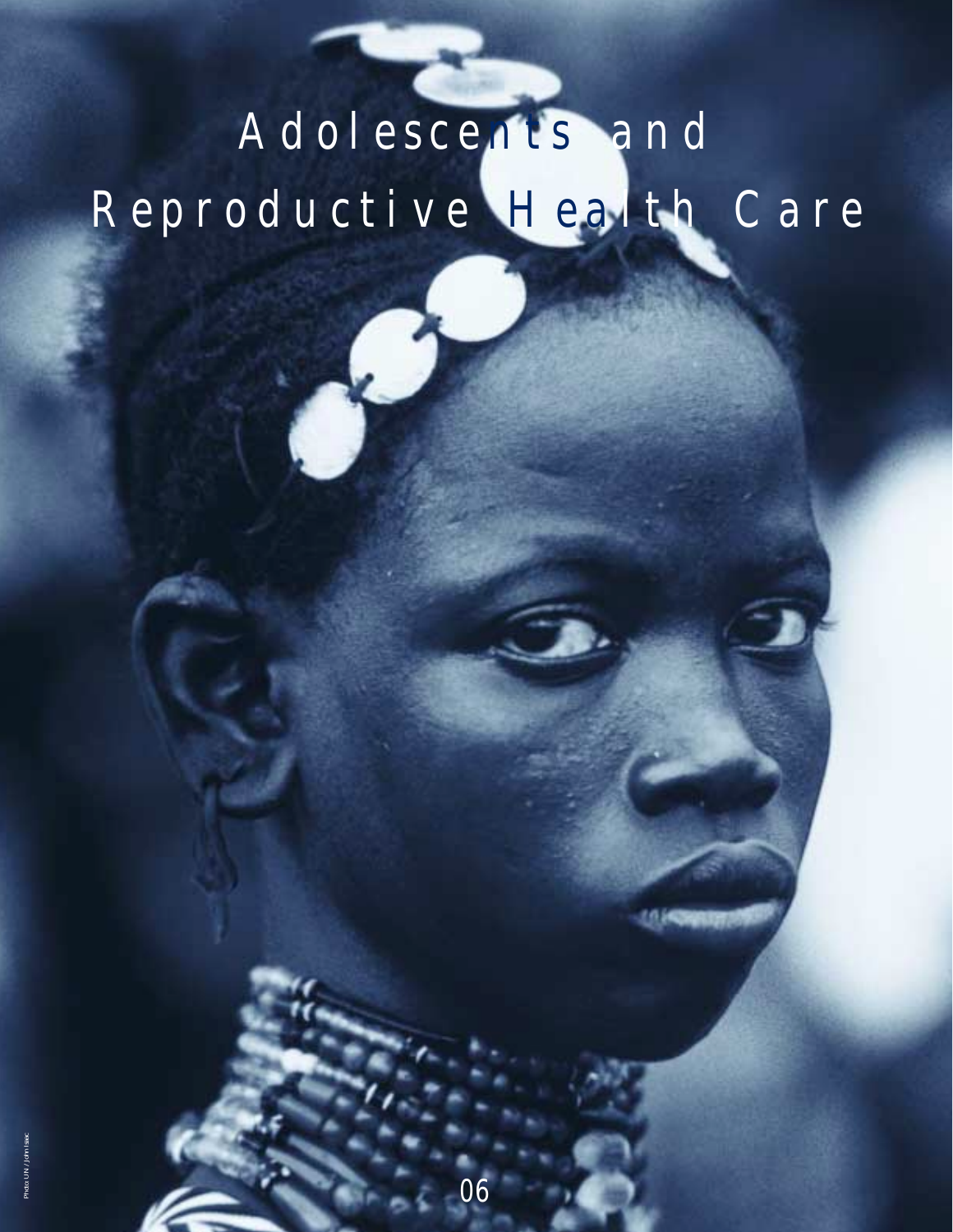# Adolescents and Reproductive Health Care

Photo: UN / John Isaac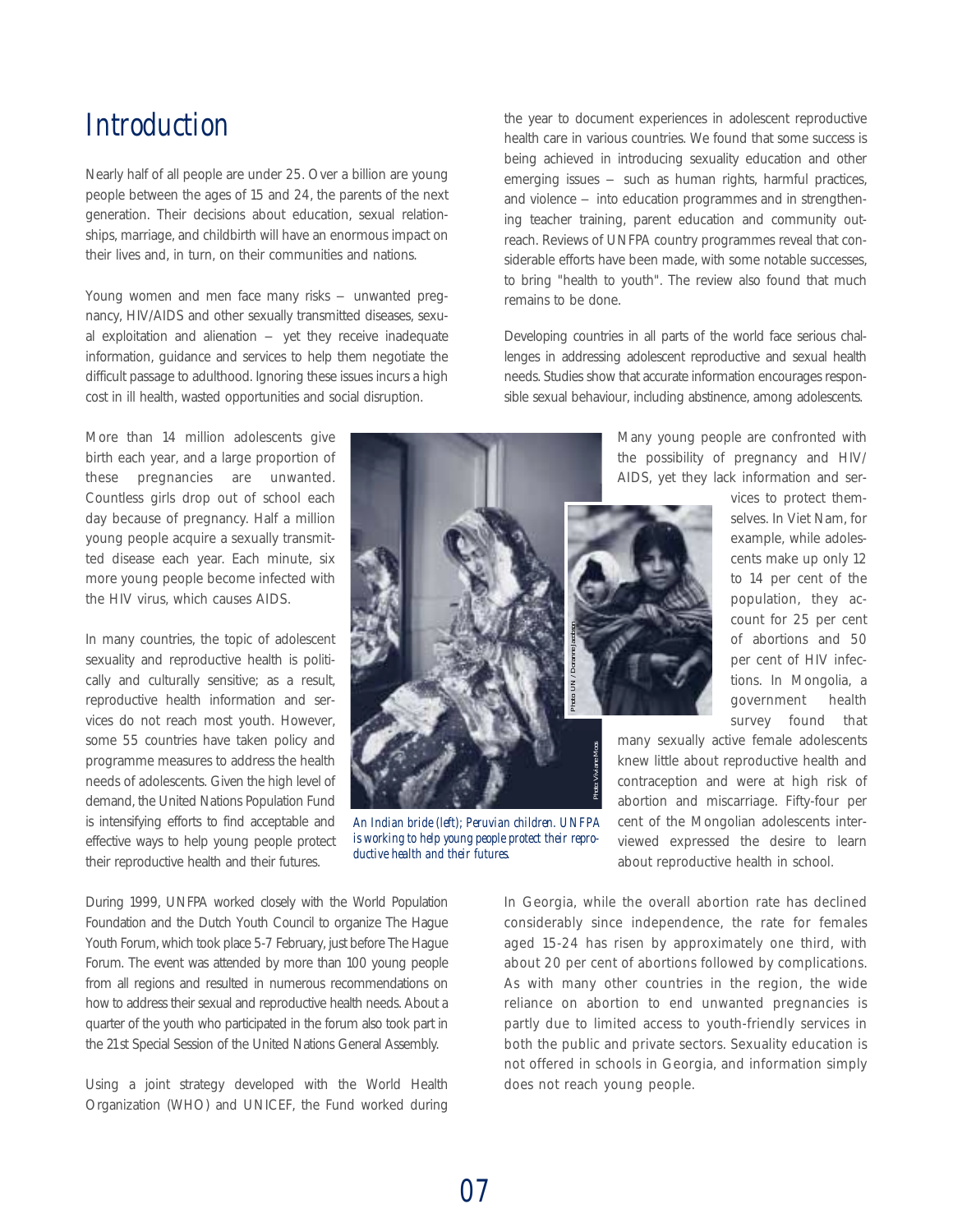# Introduction

Nearly half of all people are under 25. Over a billion are young people between the ages of 15 and 24, the parents of the next generation. Their decisions about education, sexual relationships, marriage, and childbirth will have an enormous impact on their lives and, in turn, on their communities and nations.

Young women and men face many risks – unwanted pregnancy, HIV/AIDS and other sexually transmitted diseases, sexual exploitation and alienation – yet they receive inadequate information, guidance and services to help them negotiate the difficult passage to adulthood. Ignoring these issues incurs a high cost in ill health, wasted opportunities and social disruption.

More than 14 million adolescents give birth each year, and a large proportion of these pregnancies are unwanted. Countless girls drop out of school each day because of pregnancy. Half a million young people acquire a sexually transmitted disease each year. Each minute, six more young people become infected with the HIV virus, which causes AIDS.

In many countries, the topic of adolescent sexuality and reproductive health is politically and culturally sensitive; as a result, reproductive health information and services do not reach most youth. However, some 55 countries have taken policy and programme measures to address the health needs of adolescents. Given the high level of demand, the United Nations Population Fund is intensifying efforts to find acceptable and effective ways to help young people protect their reproductive health and their futures.

*An Indian bride (left); Peruvian children. UNFPA is working to help young people protect their reproductive health and their futures.*

During 1999, UNFPA worked closely with the World Population Foundation and the Dutch Youth Council to organize The Hague Youth Forum, which took place 5-7 February, just before The Hague Forum. The event was attended by more than 100 young people from all regions and resulted in numerous recommendations on how to address their sexual and reproductive health needs. About a quarter of the youth who participated in the forum also took part in the 21st Special Session of the United Nations General Assembly.

Using a joint strategy developed with the World Health Organization (WHO) and UNICEF, the Fund worked during the year to document experiences in adolescent reproductive health care in various countries. We found that some success is being achieved in introducing sexuality education and other emerging issues – such as human rights, harmful practices, and violence – into education programmes and in strengthening teacher training, parent education and community outreach. Reviews of UNFPA country programmes reveal that considerable efforts have been made, with some notable successes, to bring "health to youth". The review also found that much remains to be done.

Developing countries in all parts of the world face serious challenges in addressing adolescent reproductive and sexual health needs. Studies show that accurate information encourages responsible sexual behaviour, including abstinence, among adolescents.

Many young people are confronted with the possibility of pregnancy and HIV/AIDS, yet they lack information and services to protect themselves. In Viet Nam, for example, while adolescents make up only 12 to 14 per cent of the population, they account for 25 per cent of abortions and 50 per cent of HIV infections. In Mongolia, a government health survey found that many sexually active female adolescents knew little about reproductive health and contraception and were at high risk of abortion and miscarriage. Fifty-four per cent of the Mongolian adolescents interviewed expressed the desire to learn about reproductive health in school.

In Georgia, while the overall abortion rate has declined considerably since independence, the rate for females aged 15-24 has risen by approximately one third, with about 20 per cent of abortions followed by complications. As with many other countries in the region, the wide reliance on abortion to end unwanted pregnancies is partly due to limited access to youth-friendly services in both the public and private sectors. Sexuality education is not offered in schools in Georgia, and information simply does not reach young people.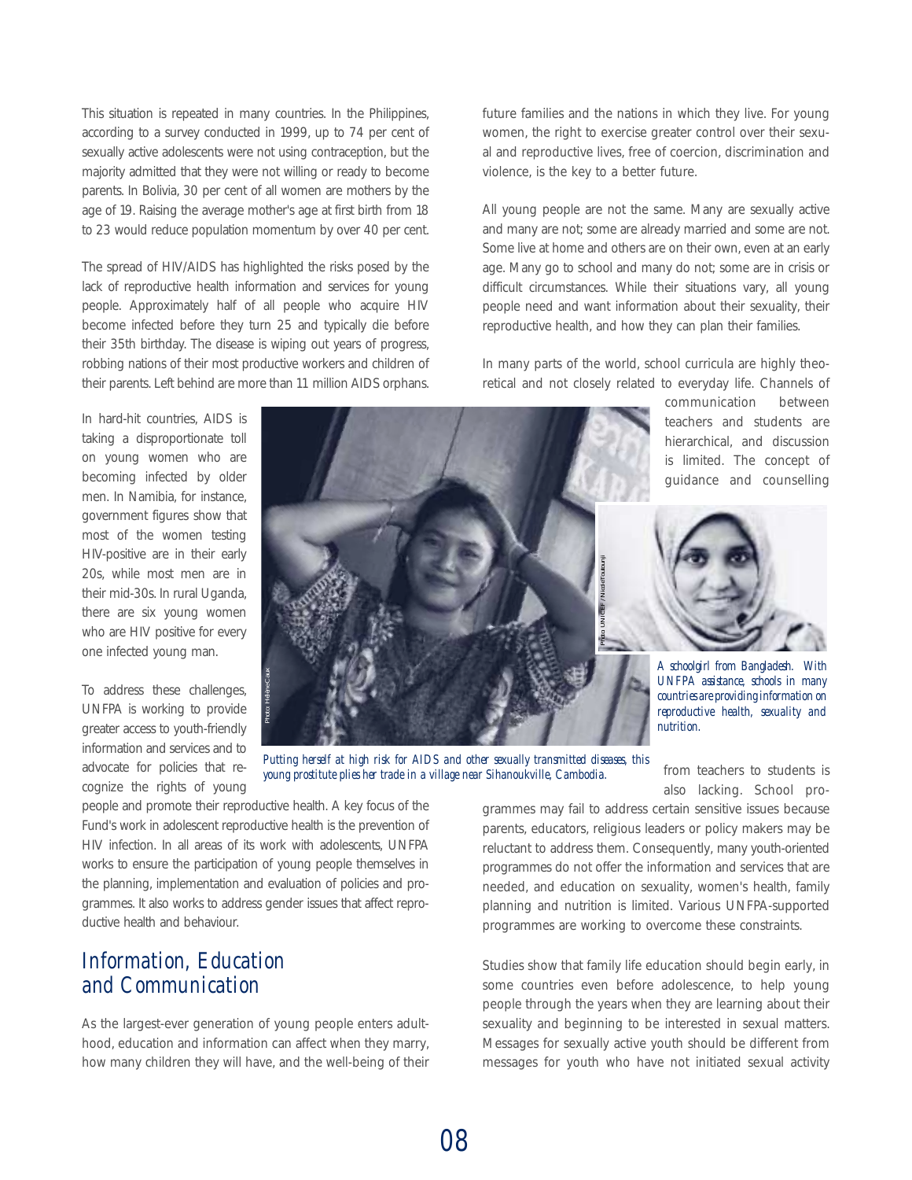This situation is repeated in many countries. In the Philippines, according to a survey conducted in 1999, up to 74 per cent of sexually active adolescents were not using contraception, but the majority admitted that they were not willing or ready to become parents. In Bolivia, 30 per cent of all women are mothers by the age of 19. Raising the average mother's age at first birth from 18 to 23 would reduce population momentum by over 40 per cent.

The spread of HIV/AIDS has highlighted the risks posed by the lack of reproductive health information and services for young people. Approximately half of all people who acquire HIV become infected before they turn 25 and typically die before their 35th birthday. The disease is wiping out years of progress, robbing nations of their most productive workers and children of their parents. Left behind are more than 11 million AIDS orphans.

In hard-hit countries, AIDS is taking a disproportionate toll on young women who are becoming infected by older men. In Namibia, for instance, government figures show that most of the women testing HIV-positive are in their early 20s, while most men are in their mid-30s. In rural Uganda, there are six young women who are HIV positive for every one infected young man.

To address these challenges, UNFPA is working to provide greater access to youth-friendly information and services and to advocate for policies that recognize the rights of young people and promote their reproductive health. A key focus of the Fund's work in adolescent reproductive health is the prevention of HIV infection. In all areas of its work with adolescents, UNFPA works to ensure the participation of young people themselves in the planning, implementation and evaluation of policies and programmes. It also works to address gender issues that affect reproductive health and behaviour.

*Putting herself at high risk for AIDS and other sexually transmitted diseases, this young prostitute plies her trade in a village near Sihanoukville, Cambodia.*

## Information, Education and Communication

As the largest-ever generation of young people enters adulthood, education and information can affect when they marry, how many children they will have, and the well-being of their future families and the nations in which they live. For young women, the right to exercise greater control over their sexual and reproductive lives, free of coercion, discrimination and violence, is the key to a better future.

All young people are not the same. Many are sexually active and many are not; some are already married and some are not. Some live at home and others are on their own, even at an early age. Many go to school and many do not; some are in crisis or difficult circumstances. While their situations vary, all young people need and want information about their sexuality, their reproductive health, and how they can plan their families.

In many parts of the world, school curricula are highly theoretical and not closely related to everyday life. Channels of communication between teachers and students are hierarchical, and discussion is limited. The concept of guidance and counselling from teachers to students is also lacking. School programmes may fail to address certain sensitive issues because parents, educators, religious leaders or policy makers may be reluctant to address them. Consequently, many youth-oriented programmes do not offer the information and services that are needed, and education on sexuality, women's health, family planning and nutrition is limited. Various UNFPA-supported programmes are working to overcome these constraints.

*A schoolgirl from Bangladesh. With UNFPA assistance, schools in many countries are providing information on reproductive health, sexuality and nutrition.*

Studies show that family life education should begin early, in some countries even before adolescence, to help young people through the years when they are learning about their sexuality and beginning to be interested in sexual matters. Messages for sexually active youth should be different from messages for youth who have not initiated sexual activity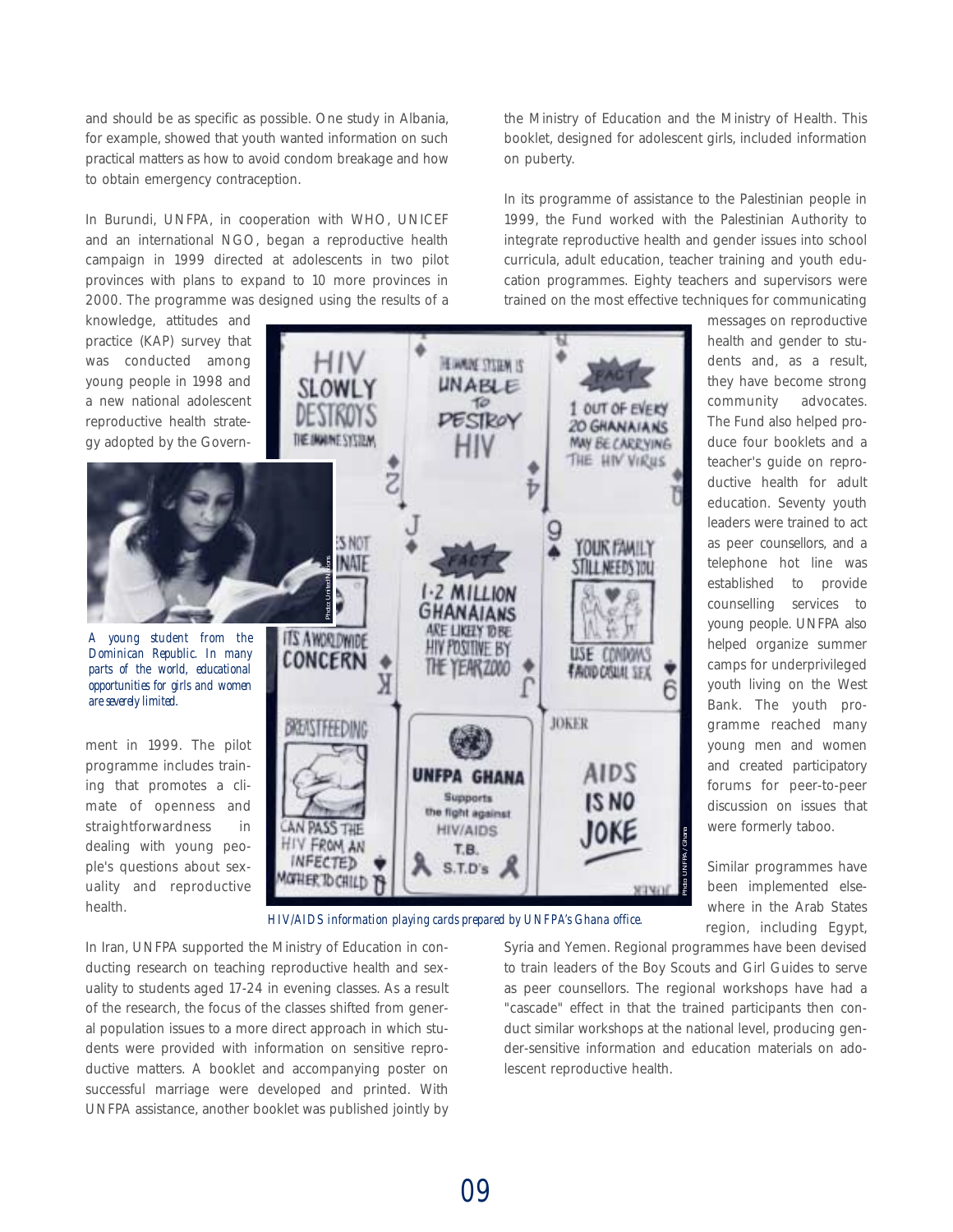and should be as specific as possible. One study in Albania, for example, showed that youth wanted information on such practical matters as how to avoid condom breakage and how to obtain emergency contraception.

In Burundi, UNFPA, in cooperation with WHO, UNICEF and an international NGO, began a reproductive health campaign in 1999 directed at adolescents in two pilot provinces with plans to expand to 10 more provinces in 2000. The programme was designed using the results of a knowledge, attitudes and practice (KAP) survey that was conducted among young people in 1998 and a new national adolescent reproductive health strategy adopted by the Government in 1999. The pilot programme includes training that promotes a climate of openness and straightforwardness in dealing with young people's questions about sexuality and reproductive health.

*A young student from the Dominican Republic. In many parts of the world, educational opportunities for girls and women are severely limited.*

In Iran, UNFPA supported the Ministry of Education in conducting research on teaching reproductive health and sexuality to students aged 17-24 in evening classes. As a result of the research, the focus of the classes shifted from general population issues to a more direct approach in which students were provided with information on sensitive reproductive matters. A booklet and accompanying poster on successful marriage were developed and printed. With UNFPA assistance, another booklet was published jointly by the Ministry of Education and the Ministry of Health. This booklet, designed for adolescent girls, included information on puberty.

In its programme of assistance to the Palestinian people in 1999, the Fund worked with the Palestinian Authority to integrate reproductive health and gender issues into school curricula, adult education, teacher training and youth education programmes. Eighty teachers and supervisors were trained on the most effective techniques for communicating messages on reproductive health and gender to students and, as a result, they have become strong community advocates. The Fund also helped produce four booklets and a teacher's guide on reproductive health for adult education. Seventy youth leaders were trained to act as peer counsellors, and a telephone hot line was established to provide counselling services to young people. UNFPA also helped organize summer camps for underprivileged youth living on the West Bank. The youth programme reached many young men and women and created participatory forums for peer-to-peer discussion on issues that were formerly taboo.

*HIV/AIDS information playing cards prepared by UNFPA's Ghana office.*

Similar programmes have been implemented elsewhere in the Arab States region, including Egypt, Syria and Yemen. Regional programmes have been devised to train leaders of the Boy Scouts and Girl Guides to serve as peer counsellors. The regional workshops have had a "cascade" effect in that the trained participants then conduct similar workshops at the national level, producing gender-sensitive information and education materials on adolescent reproductive health.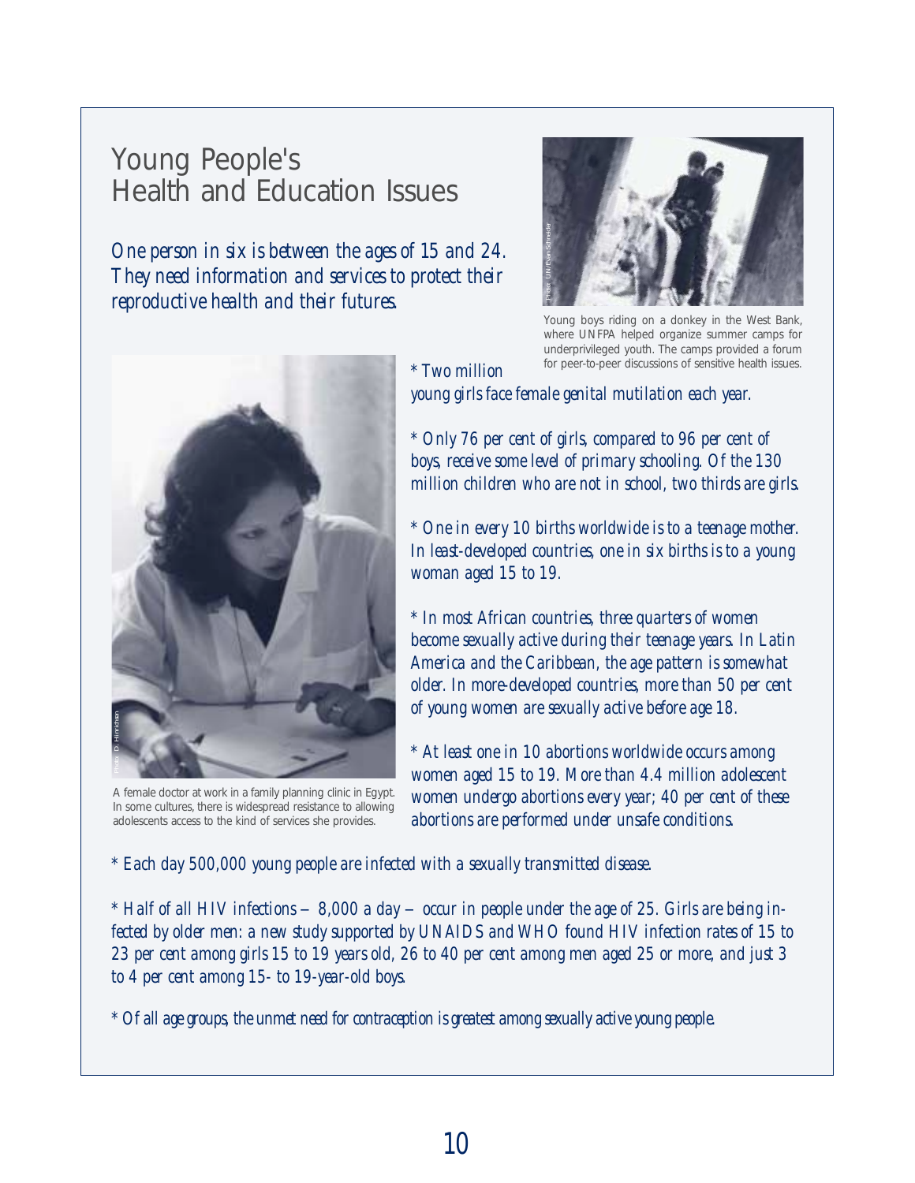# Young People's Health and Education Issues

*One person in six is between the ages of 15 and 24. They need information and services to protect their reproductive health and their futures.*

Young boys riding on a donkey in the West Bank, where UNFPA helped organize summer camps for underprivileged youth. The camps provided a forum for peer-to-peer discussions of sensitive health issues.

A female doctor at work in a family planning clinic in Egypt. In some cultures, there is widespread resistance to allowing adolescents access to the kind of services she provides.

*\* Two million young girls face female genital mutilation each year.*

*\* Only 76 per cent of girls, compared to 96 per cent of boys, receive some level of primary schooling. Of the 130 million children who are not in school, two thirds are girls.*

*\* One in every 10 births worldwide is to a teenage mother. In least-developed countries, one in six births is to a young woman aged 15 to 19.*

*\* In most African countries, three quarters of women become sexually active during their teenage years. In Latin America and the Caribbean, the age pattern is somewhat older. In more-developed countries, more than 50 per cent of young women are sexually active before age 18.*

*\* At least one in 10 abortions worldwide occurs among women aged 15 to 19. More than 4.4 million adolescent women undergo abortions every year; 40 per cent of these abortions are performed under unsafe conditions.*

*\* Each day 500,000 young people are infected with a sexually transmitted disease.*

*\* Half of all HIV infections — 8,000 a day — occur in people under the age of 25. Girls are being infected by older men: a new study supported by UNAIDS and WHO found HIV infection rates of 15 to 23 per cent among girls 15 to 19 years old, 26 to 40 per cent among men aged 25 or more, and just 3 to 4 per cent among 15- to 19-year-old boys.*

*\* Of all age groups, the unmet need for contraception is greatest among sexually active young people.*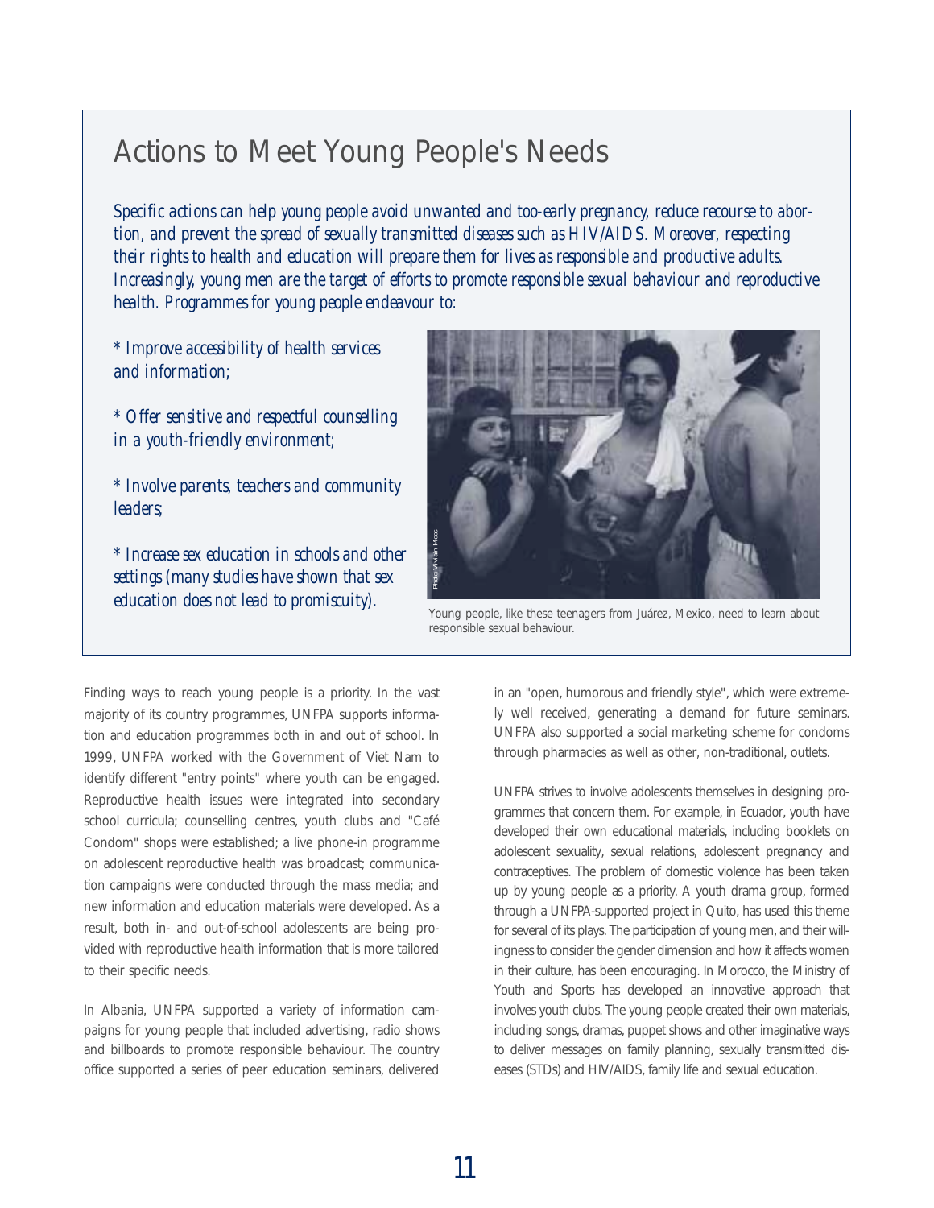## Actions to Meet Young People's Needs

*Specific actions can help young people avoid unwanted and too-early pregnancy, reduce recourse to abortion, and prevent the spread of sexually transmitted diseases such as HIV/AIDS. Moreover, respecting their rights to health and education will prepare them for lives as responsible and productive adults. Increasingly, young men are the target of efforts to promote responsible sexual behaviour and reproductive health. Programmes for young people endeavour to:*

*\* Improve accessibility of health services and information;*

*\* Offer sensitive and respectful counselling in a youth-friendly environment;*

*\* Involve parents, teachers and community leaders;*

*\* Increase sex education in schools and other settings (many studies have shown that sex education does not lead to promiscuity).*

Photo: Vivian Moos

Young people, like these teenagers from Juárez, Mexico, need to learn about responsible sexual behaviour.

Finding ways to reach young people is a priority. In the vast majority of its country programmes, UNFPA supports information and education programmes both in and out of school. In 1999, UNFPA worked with the Government of Viet Nam to identify different "entry points" where youth can be engaged. Reproductive health issues were integrated into secondary school curricula; counselling centres, youth clubs and "Café Condom" shops were established; a live phone-in programme on adolescent reproductive health was broadcast; communication campaigns were conducted through the mass media; and new information and education materials were developed. As a result, both in- and out-of-school adolescents are being provided with reproductive health information that is more tailored to their specific needs.

In Albania, UNFPA supported a variety of information campaigns for young people that included advertising, radio shows and billboards to promote responsible behaviour. The country office supported a series of peer education seminars, delivered in an "open, humorous and friendly style", which were extremely well received, generating a demand for future seminars. UNFPA also supported a social marketing scheme for condoms through pharmacies as well as other, non-traditional, outlets.

UNFPA strives to involve adolescents themselves in designing programmes that concern them. For example, in Ecuador, youth have developed their own educational materials, including booklets on adolescent sexuality, sexual relations, adolescent pregnancy and contraceptives. The problem of domestic violence has been taken up by young people as a priority. A youth drama group, formed through a UNFPA-supported project in Quito, has used this theme for several of its plays. The participation of young men, and their willingness to consider the gender dimension and how it affects women in their culture, has been encouraging. In Morocco, the Ministry of Youth and Sports has developed an innovative approach that involves youth clubs. The young people created their own materials, including songs, dramas, puppet shows and other imaginative ways to deliver messages on family planning, sexually transmitted diseases (STDs) and HIV/AIDS, family life and sexual education.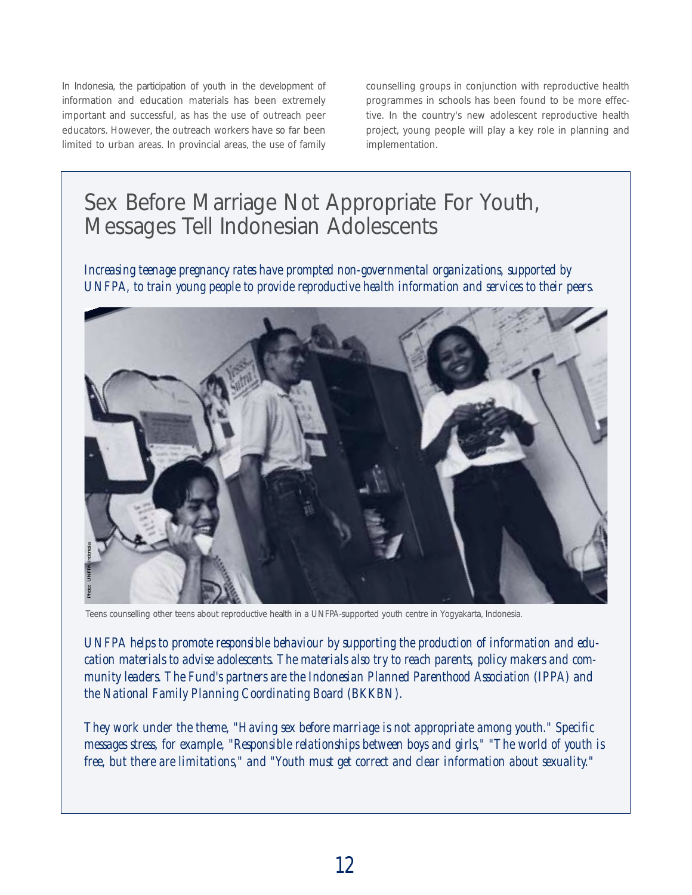In Indonesia, the participation of youth in the development of information and education materials has been extremely important and successful, as has the use of outreach peer educators. However, the outreach workers have so far been limited to urban areas. In provincial areas, the use of family counselling groups in conjunction with reproductive health programmes in schools has been found to be more effective. In the country's new adolescent reproductive health project, young people will play a key role in planning and implementation.

## Sex Before Marriage Not Appropriate For Youth, Messages Tell Indonesian Adolescents

*Increasing teenage pregnancy rates have prompted non-governmental organizations, supported by UNFPA, to train young people to provide reproductive health information and services to their peers.*

Photo: UNFPA Indonesia

Teens counselling other teens about reproductive health in a UNFPA-supported youth centre in Yogyakarta, Indonesia.

*UNFPA helps to promote responsible behaviour by supporting the production of information and education materials to advise adolescents. The materials also try to reach parents, policy makers and community leaders. The Fund's partners are the Indonesian Planned Parenthood Association (IPPA) and the National Family Planning Coordinating Board (BKKBN).*

*They work under the theme, "Having sex before marriage is not appropriate among youth." Specific messages stress, for example, "Responsible relationships between boys and girls," "The world of youth is free, but there are limitations," and "Youth must get correct and clear information about sexuality."*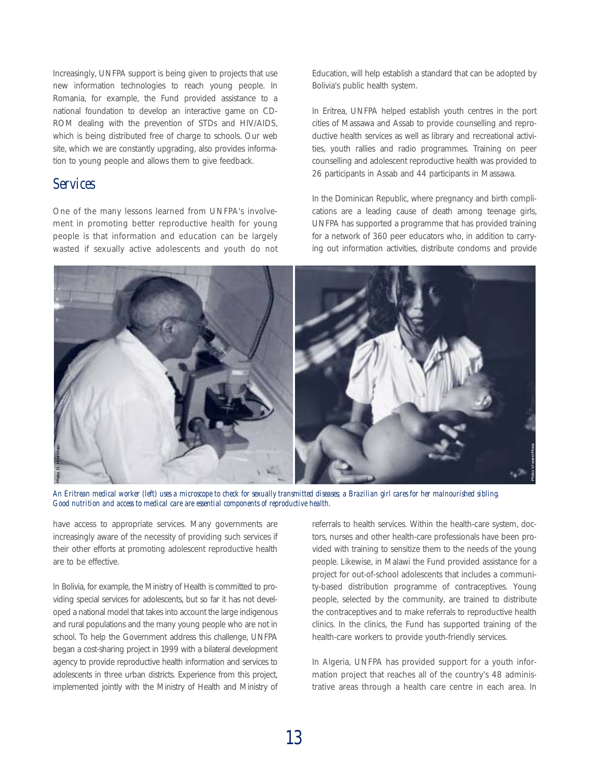Increasingly, UNFPA support is being given to projects that use new information technologies to reach young people. In Romania, for example, the Fund provided assistance to a national foundation to develop an interactive game on CD-ROM dealing with the prevention of STDs and HIV/AIDS, which is being distributed free of charge to schools. Our web site, which we are constantly upgrading, also provides information to young people and allows them to give feedback.

## Services

One of the many lessons learned from UNFPA's involvement in promoting better reproductive health for young people is that information and education can be largely wasted if sexually active adolescents and youth do not have access to appropriate services. Many governments are increasingly aware of the necessity of providing such services if their other efforts at promoting adolescent reproductive health are to be effective.

In Bolivia, for example, the Ministry of Health is committed to providing special services for adolescents, but so far it has not developed a national model that takes into account the large indigenous and rural populations and the many young people who are not in school. To help the Government address this challenge, UNFPA began a cost-sharing project in 1999 with a bilateral development agency to provide reproductive health information and services to adolescents in three urban districts. Experience from this project, implemented jointly with the Ministry of Health and Ministry of Education, will help establish a standard that can be adopted by Bolivia's public health system.

In Eritrea, UNFPA helped establish youth centres in the port cities of Massawa and Assab to provide counselling and reproductive health services as well as library and recreational activities, youth rallies and radio programmes. Training on peer counselling and adolescent reproductive health was provided to 26 participants in Assab and 44 participants in Massawa.

In the Dominican Republic, where pregnancy and birth complications are a leading cause of death among teenage girls, UNFPA has supported a programme that has provided training for a network of 360 peer educators who, in addition to carrying out information activities, distribute condoms and provide referrals to health services. Within the health-care system, doctors, nurses and other health-care professionals have been provided with training to sensitize them to the needs of the young people. Likewise, in Malawi the Fund provided assistance for a project for out-of-school adolescents that includes a community-based distribution programme of contraceptives. Young people, selected by the community, are trained to distribute the contraceptives and to make referrals to reproductive health clinics. In the clinics, the Fund has supported training of the health-care workers to provide youth-friendly services.

*An Eritrean medical worker (left) uses a microscope to check for sexually transmitted diseases; a Brazilian girl cares for her malnourished sibling. Good nutrition and access to medical care are essential components of reproductive health.*

In Algeria, UNFPA has provided support for a youth information project that reaches all of the country's 48 administrative areas through a health care centre in each area. In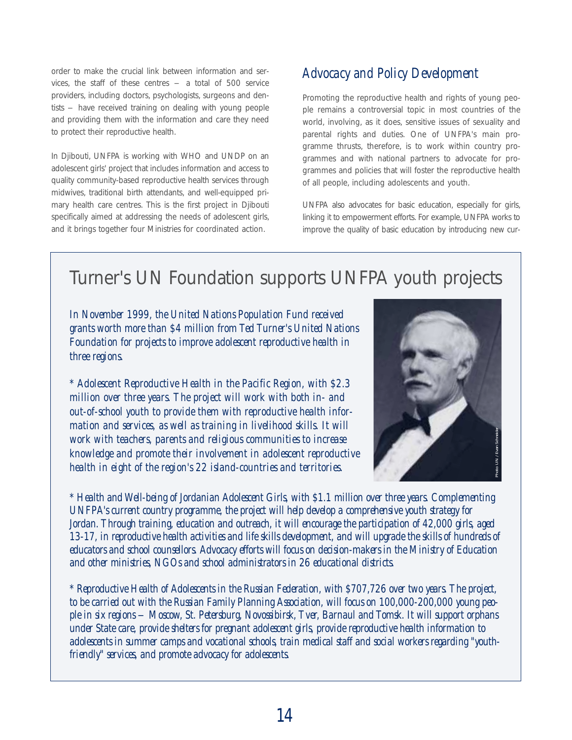order to make the crucial link between information and services, the staff of these centres – a total of 500 service providers, including doctors, psychologists, surgeons and dentists – have received training on dealing with young people and providing them with the information and care they need to protect their reproductive health.

In Djibouti, UNFPA is working with WHO and UNDP on an adolescent girls' project that includes information and access to quality community-based reproductive health services through midwives, traditional birth attendants, and well-equipped primary health care centres. This is the first project in Djibouti specifically aimed at addressing the needs of adolescent girls, and it brings together four Ministries for coordinated action.

## Advocacy and Policy Development

Promoting the reproductive health and rights of young people remains a controversial topic in most countries of the world, involving, as it does, sensitive issues of sexuality and parental rights and duties. One of UNFPA's main programme thrusts, therefore, is to work within country programmes and with national partners to advocate for programmes and policies that will foster the reproductive health of all people, including adolescents and youth.

UNFPA also advocates for basic education, especially for girls, linking it to empowerment efforts. For example, UNFPA works to improve the quality of basic education by introducing new cur-

## Turner's UN Foundation supports UNFPA youth projects

*In November 1999, the United Nations Population Fund received grants worth more than $4 million from Ted Turner's United Nations Foundation for projects to improve adolescent reproductive health in three regions.*

*\* Adolescent Reproductive Health in the Pacific Region, with $2.3 million over three years. The project will work with both in- and out-of-school youth to provide them with reproductive health information and services, as well as training in livelihood skills. It will work with teachers, parents and religious communities to increase knowledge and promote their involvement in adolescent reproductive health in eight of the region's 22 island-countries and territories.*

Photo UN / Evan Schneider

*\* Health and Well-being of Jordanian Adolescent Girls, with $1.1 million over three years. Complementing UNFPA's current country programme, the project will help develop a comprehensive youth strategy for Jordan. Through training, education and outreach, it will encourage the participation of 42,000 girls, aged 13-17, in reproductive health activities and life skills development, and will upgrade the skills of hundreds of educators and school counsellors. Advocacy efforts will focus on decision-makers in the Ministry of Education and other ministries, NGOs and school administrators in 26 educational districts.*

*\* Reproductive Health of Adolescents in the Russian Federation, with $707,726 over two years. The project, to be carried out with the Russian Family Planning Association, will focus on 100,000-200,000 young people in six regions – Moscow, St. Petersburg, Novossibirsk, Tver, Barnaul and Tomsk. It will support orphans under State care, provide shelters for pregnant adolescent girls, provide reproductive health information to adolescents in summer camps and vocational schools, train medical staff and social workers regarding "youth-friendly" services, and promote advocacy for adolescents.*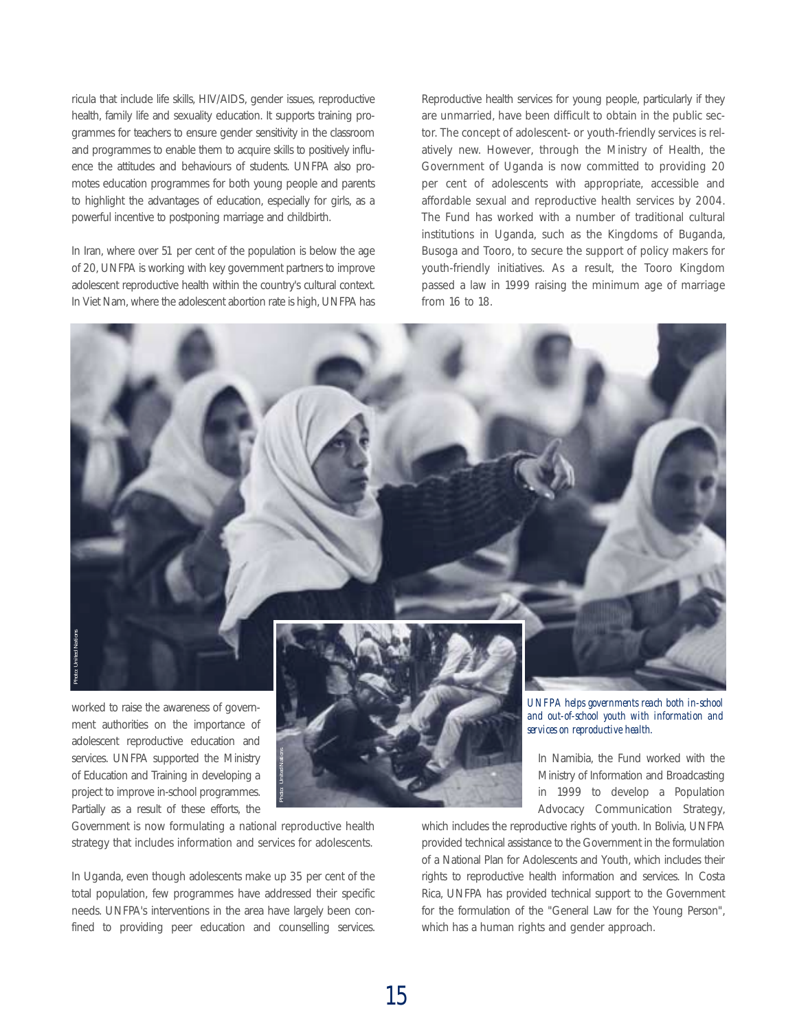ricula that include life skills, HIV/AIDS, gender issues, reproductive health, family life and sexuality education. It supports training programmes for teachers to ensure gender sensitivity in the classroom and programmes to enable them to acquire skills to positively influence the attitudes and behaviours of students. UNFPA also promotes education programmes for both young people and parents to highlight the advantages of education, especially for girls, as a powerful incentive to postponing marriage and childbirth.

In Iran, where over 51 per cent of the population is below the age of 20, UNFPA is working with key government partners to improve adolescent reproductive health within the country's cultural context. In Viet Nam, where the adolescent abortion rate is high, UNFPA has worked to raise the awareness of government authorities on the importance of adolescent reproductive education and services. UNFPA supported the Ministry of Education and Training in developing a project to improve in-school programmes. Partially as a result of these efforts, the Government is now formulating a national reproductive health strategy that includes information and services for adolescents.

In Uganda, even though adolescents make up 35 per cent of the total population, few programmes have addressed their specific needs. UNFPA's interventions in the area have largely been confined to providing peer education and counselling services. Reproductive health services for young people, particularly if they are unmarried, have been difficult to obtain in the public sector. The concept of adolescent- or youth-friendly services is relatively new. However, through the Ministry of Health, the Government of Uganda is now committed to providing 20 per cent of adolescents with appropriate, accessible and affordable sexual and reproductive health services by 2004. The Fund has worked with a number of traditional cultural institutions in Uganda, such as the Kingdoms of Buganda, Busoga and Tooro, to secure the support of policy makers for youth-friendly initiatives. As a result, the Tooro Kingdom passed a law in 1999 raising the minimum age of marriage from 16 to 18.

Photo: United Nations

Photo: United Nations

*UNFPA helps governments reach both in-school and out-of-school youth with information and services on reproductive health.*

In Namibia, the Fund worked with the Ministry of Information and Broadcasting in 1999 to develop a Population Advocacy Communication Strategy, which includes the reproductive rights of youth. In Bolivia, UNFPA provided technical assistance to the Government in the formulation of a National Plan for Adolescents and Youth, which includes their rights to reproductive health information and services. In Costa Rica, UNFPA has provided technical support to the Government for the formulation of the "General Law for the Young Person", which has a human rights and gender approach.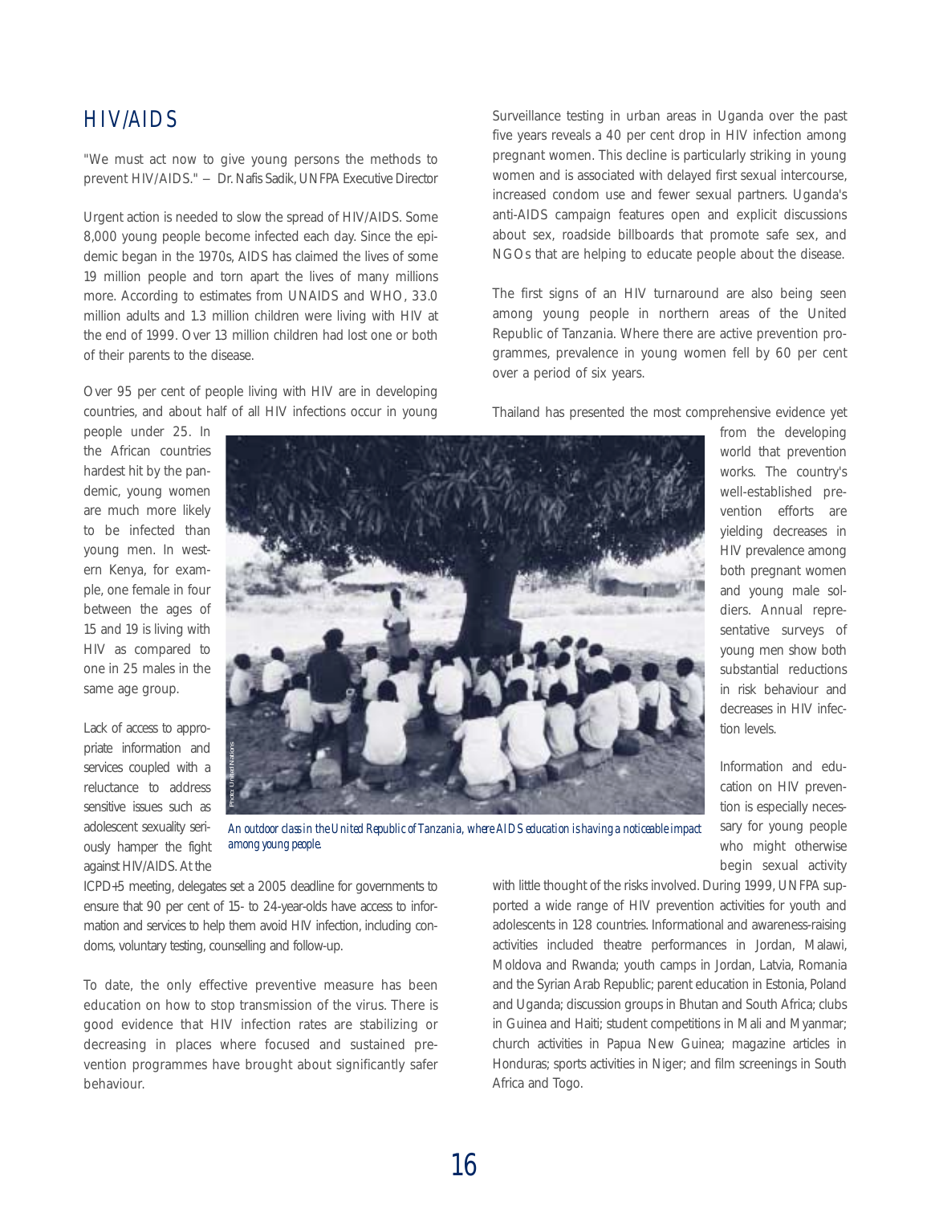## HIV/AIDS

"We must act now to give young persons the methods to prevent HIV/AIDS." — Dr. Nafis Sadik, UNFPA Executive Director

Urgent action is needed to slow the spread of HIV/AIDS. Some 8,000 young people become infected each day. Since the epidemic began in the 1970s, AIDS has claimed the lives of some 19 million people and torn apart the lives of many millions more. According to estimates from UNAIDS and WHO, 33.0 million adults and 1.3 million children were living with HIV at the end of 1999. Over 13 million children had lost one or both of their parents to the disease.

Over 95 per cent of people living with HIV are in developing countries, and about half of all HIV infections occur in young people under 25. In the African countries hardest hit by the pandemic, young women are much more likely to be infected than young men. In western Kenya, for example, one female in four between the ages of 15 and 19 is living with HIV as compared to one in 25 males in the same age group.

Lack of access to appropriate information and services coupled with a reluctance to address sensitive issues such as adolescent sexuality seriously hamper the fight against HIV/AIDS. At the ICPD+5 meeting, delegates set a 2005 deadline for governments to ensure that 90 per cent of 15- to 24-year-olds have access to information and services to help them avoid HIV infection, including condoms, voluntary testing, counselling and follow-up.

To date, the only effective preventive measure has been education on how to stop transmission of the virus. There is good evidence that HIV infection rates are stabilizing or decreasing in places where focused and sustained prevention programmes have brought about significantly safer behaviour.

*An outdoor class in the United Republic of Tanzania, where AIDS education is having a noticeable impact among young people.*

Photo: United Nations

Surveillance testing in urban areas in Uganda over the past five years reveals a 40 per cent drop in HIV infection among pregnant women. This decline is particularly striking in young women and is associated with delayed first sexual intercourse, increased condom use and fewer sexual partners. Uganda's anti-AIDS campaign features open and explicit discussions about sex, roadside billboards that promote safe sex, and NGOs that are helping to educate people about the disease.

The first signs of an HIV turnaround are also being seen among young people in northern areas of the United Republic of Tanzania. Where there are active prevention programmes, prevalence in young women fell by 60 per cent over a period of six years.

Thailand has presented the most comprehensive evidence yet from the developing world that prevention works. The country's well-established prevention efforts are yielding decreases in HIV prevalence among both pregnant women and young male soldiers. Annual representative surveys of young men show both substantial reductions in risk behaviour and decreases in HIV infection levels.

Information and education on HIV prevention is especially necessary for young people who might otherwise begin sexual activity with little thought of the risks involved. During 1999, UNFPA supported a wide range of HIV prevention activities for youth and adolescents in 128 countries. Informational and awareness-raising activities included theatre performances in Jordan, Malawi, Moldova and Rwanda; youth camps in Jordan, Latvia, Romania and the Syrian Arab Republic; parent education in Estonia, Poland and Uganda; discussion groups in Bhutan and South Africa; clubs in Guinea and Haiti; student competitions in Mali and Myanmar; church activities in Papua New Guinea; magazine articles in Honduras; sports activities in Niger; and film screenings in South Africa and Togo.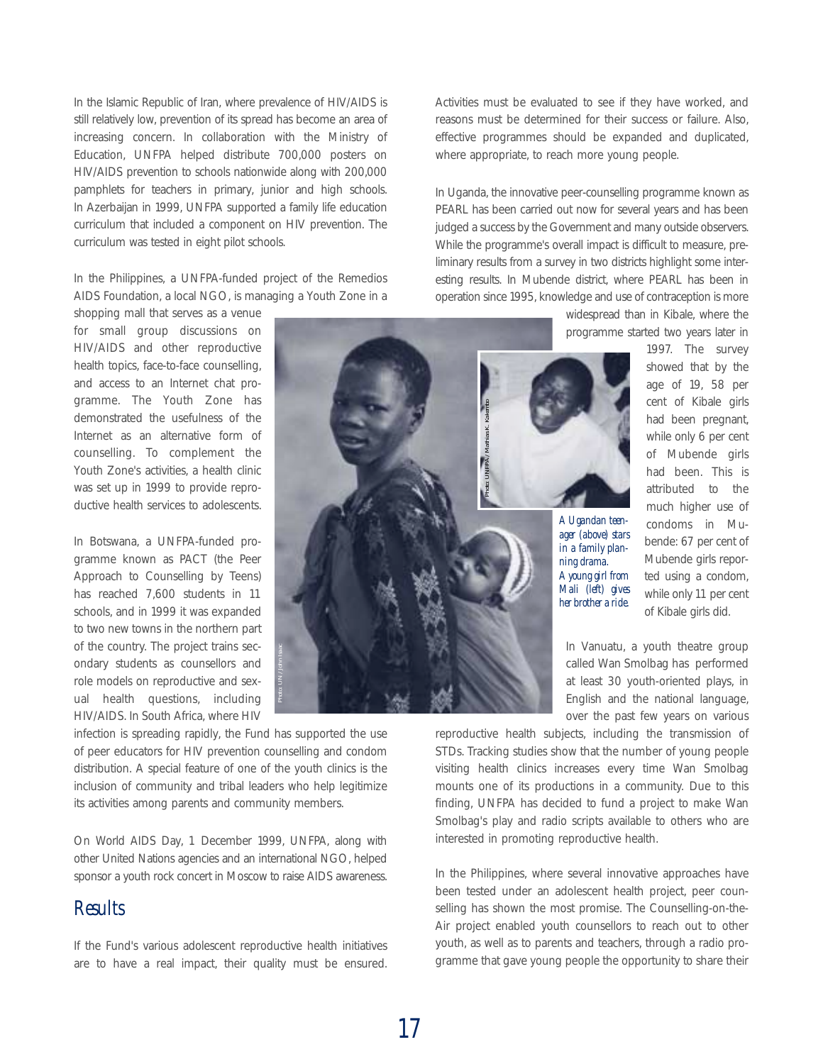In the Islamic Republic of Iran, where prevalence of HIV/AIDS is still relatively low, prevention of its spread has become an area of increasing concern. In collaboration with the Ministry of Education, UNFPA helped distribute 700,000 posters on HIV/AIDS prevention to schools nationwide along with 200,000 pamphlets for teachers in primary, junior and high schools. In Azerbaijan in 1999, UNFPA supported a family life education curriculum that included a component on HIV prevention. The curriculum was tested in eight pilot schools.

In the Philippines, a UNFPA-funded project of the Remedios AIDS Foundation, a local NGO, is managing a Youth Zone in a shopping mall that serves as a venue for small group discussions on HIV/AIDS and other reproductive health topics, face-to-face counselling, and access to an Internet chat programme. The Youth Zone has demonstrated the usefulness of the Internet as an alternative form of counselling. To complement the Youth Zone's activities, a health clinic was set up in 1999 to provide reproductive health services to adolescents.

In Botswana, a UNFPA-funded programme known as PACT (the Peer Approach to Counselling by Teens) has reached 7,600 students in 11 schools, and in 1999 it was expanded to two new towns in the northern part of the country. The project trains secondary students as counsellors and role models on reproductive and sexual health questions, including HIV/AIDS. In South Africa, where HIV infection is spreading rapidly, the Fund has supported the use of peer educators for HIV prevention counselling and condom distribution. A special feature of one of the youth clinics is the inclusion of community and tribal leaders who help legitimize its activities among parents and community members.

On World AIDS Day, 1 December 1999, UNFPA, along with other United Nations agencies and an international NGO, helped sponsor a youth rock concert in Moscow to raise AIDS awareness.

## Results

If the Fund's various adolescent reproductive health initiatives are to have a real impact, their quality must be ensured. Activities must be evaluated to see if they have worked, and reasons must be determined for their success or failure. Also, effective programmes should be expanded and duplicated, where appropriate, to reach more young people.

In Uganda, the innovative peer-counselling programme known as PEARL has been carried out now for several years and has been judged a success by the Government and many outside observers. While the programme's overall impact is difficult to measure, preliminary results from a survey in two districts highlight some interesting results. In Mubende district, where PEARL has been in operation since 1995, knowledge and use of contraception is more widespread than in Kibale, where the programme started two years later in 1997. The survey showed that by the age of 19, 58 per cent of Kibale girls had been pregnant, while only 6 per cent of Mubende girls had been. This is attributed to the much higher use of condoms in Mubende: 67 per cent of Mubende girls reported using a condom, while only 11 per cent of Kibale girls did.

*A Ugandan teenager (above) stars in a family planning drama. A young girl from Mali (left) gives her brother a ride.*

In Vanuatu, a youth theatre group called Wan Smolbag has performed at least 30 youth-oriented plays, in English and the national language, over the past few years on various reproductive health subjects, including the transmission of STDs. Tracking studies show that the number of young people visiting health clinics increases every time Wan Smolbag mounts one of its productions in a community. Due to this finding, UNFPA has decided to fund a project to make Wan Smolbag's play and radio scripts available to others who are interested in promoting reproductive health.

In the Philippines, where several innovative approaches have been tested under an adolescent health project, peer counselling has shown the most promise. The Counselling-on-the-Air project enabled youth counsellors to reach out to other youth, as well as to parents and teachers, through a radio programme that gave young people the opportunity to share their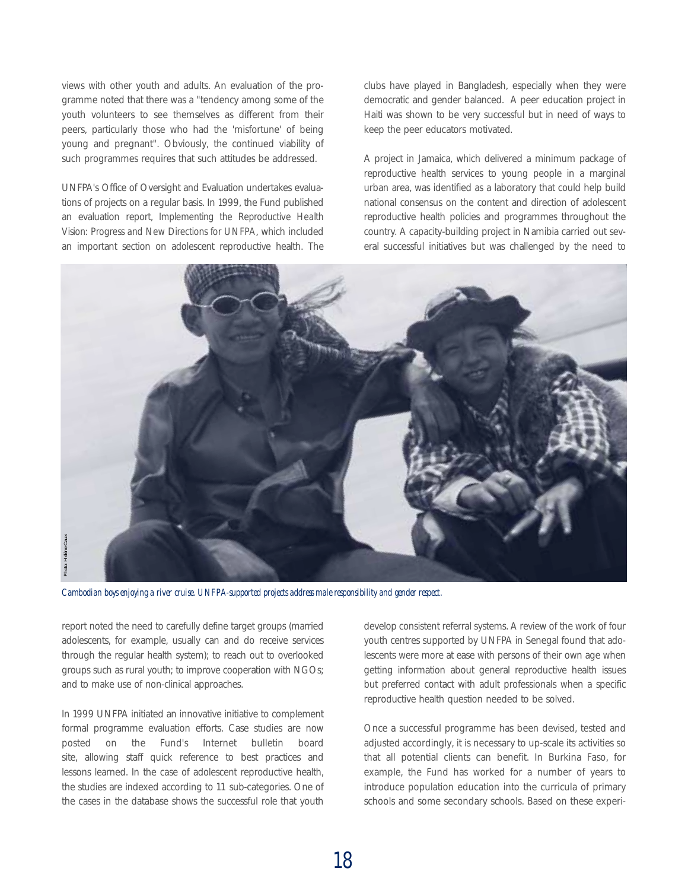views with other youth and adults. An evaluation of the programme noted that there was a "tendency among some of the youth volunteers to see themselves as different from their peers, particularly those who had the 'misfortune' of being young and pregnant". Obviously, the continued viability of such programmes requires that such attitudes be addressed.

UNFPA's Office of Oversight and Evaluation undertakes evaluations of projects on a regular basis. In 1999, the Fund published an evaluation report, *Implementing the Reproductive Health Vision: Progress and New Directions for UNFPA*, which included an important section on adolescent reproductive health. The report noted the need to carefully define target groups (married adolescents, for example, usually can and do receive services through the regular health system); to reach out to overlooked groups such as rural youth; to improve cooperation with NGOs; and to make use of non-clinical approaches.

In 1999 UNFPA initiated an innovative initiative to complement formal programme evaluation efforts. Case studies are now posted on the Fund's Internet bulletin board site, allowing staff quick reference to best practices and lessons learned. In the case of adolescent reproductive health, the studies are indexed according to 11 sub-categories. One of the cases in the database shows the successful role that youth clubs have played in Bangladesh, especially when they were democratic and gender balanced. A peer education project in Haiti was shown to be very successful but in need of ways to keep the peer educators motivated.

A project in Jamaica, which delivered a minimum package of reproductive health services to young people in a marginal urban area, was identified as a laboratory that could help build national consensus on the content and direction of adolescent reproductive health policies and programmes throughout the country. A capacity-building project in Namibia carried out several successful initiatives but was challenged by the need to develop consistent referral systems. A review of the work of four youth centres supported by UNFPA in Senegal found that adolescents were more at ease with persons of their own age when getting information about general reproductive health issues but preferred contact with adult professionals when a specific reproductive health question needed to be solved.

Once a successful programme has been devised, tested and adjusted accordingly, it is necessary to up-scale its activities so that all potential clients can benefit. In Burkina Faso, for example, the Fund has worked for a number of years to introduce population education into the curricula of primary schools and some secondary schools. Based on these experi-

Photo: Hélène Caux

*Cambodian boys enjoying a river cruise. UNFPA-supported projects address male responsibility and gender respect.*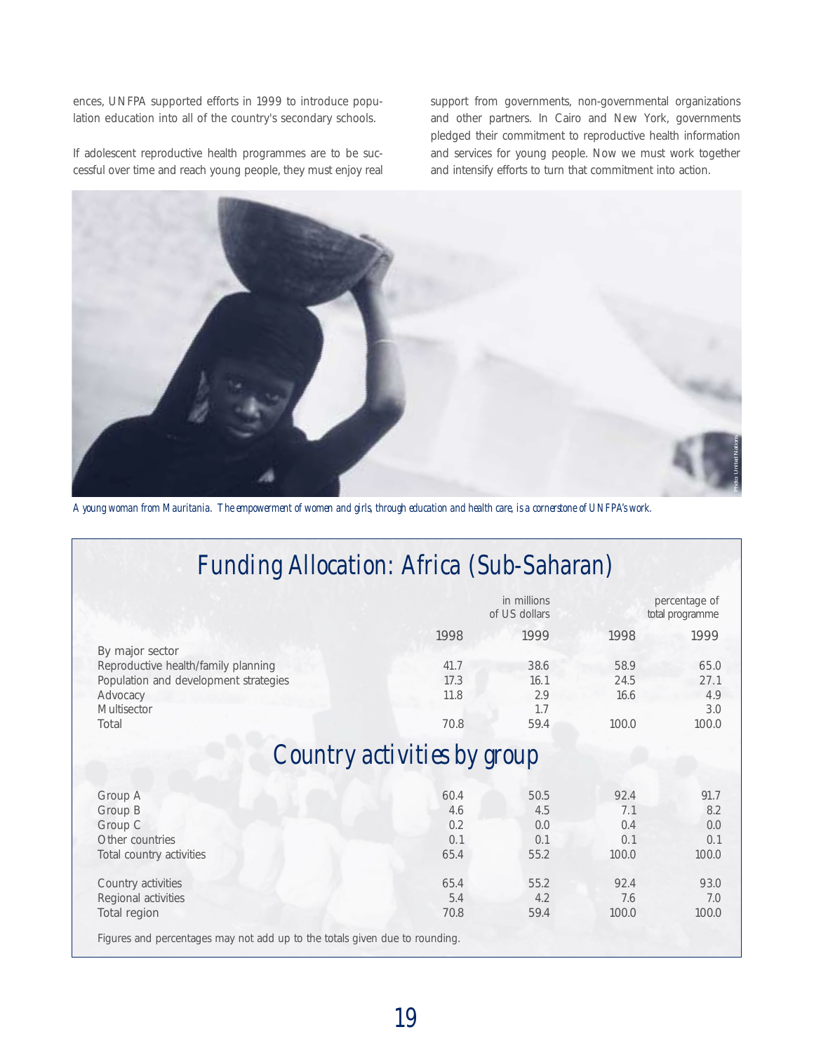ences, UNFPA supported efforts in 1999 to introduce population education into all of the country's secondary schools.

If adolescent reproductive health programmes are to be successful over time and reach young people, they must enjoy real support from governments, non-governmental organizations and other partners. In Cairo and New York, governments pledged their commitment to reproductive health information and services for young people. Now we must work together and intensify efforts to turn that commitment into action.

*A young woman from Mauritania. The empowerment of women and girls, through education and health care, is a cornerstone of UNFPA's work.*

## Funding Allocation: Africa (Sub-Saharan)

| | in millions of US dollars | | percentage of total programme | |
|---|---|---|---|---|
| | 1998 | 1999 | 1998 | 1999 |
| **By major sector** | | | | |
| Reproductive health/family planning | 41.7 | 38.6 | 58.9 | 65.0 |
| Population and development strategies | 17.3 | 16.1 | 24.5 | 27.1 |
| Advocacy | 11.8 | 2.9 | 16.6 | 4.9 |
| Multisector | | 1.7 | | 3.0 |
| Total | 70.8 | 59.4 | 100.0 | 100.0 |
| **Country activities by group** | | | | |
| Group A | 60.4 | 50.5 | 92.4 | 91.7 |
| Group B | 4.6 | 4.5 | 7.1 | 8.2 |
| Group C | 0.2 | 0.0 | 0.4 | 0.0 |
| Other countries | 0.1 | 0.1 | 0.1 | 0.1 |
| Total country activities | 65.4 | 55.2 | 100.0 | 100.0 |
| | | | | |
| Country activities | 65.4 | 55.2 | 92.4 | 93.0 |
| Regional activities | 5.4 | 4.2 | 7.6 | 7.0 |
| Total region | 70.8 | 59.4 | 100.0 | 100.0 |

Figures and percentages may not add up to the totals given due to rounding.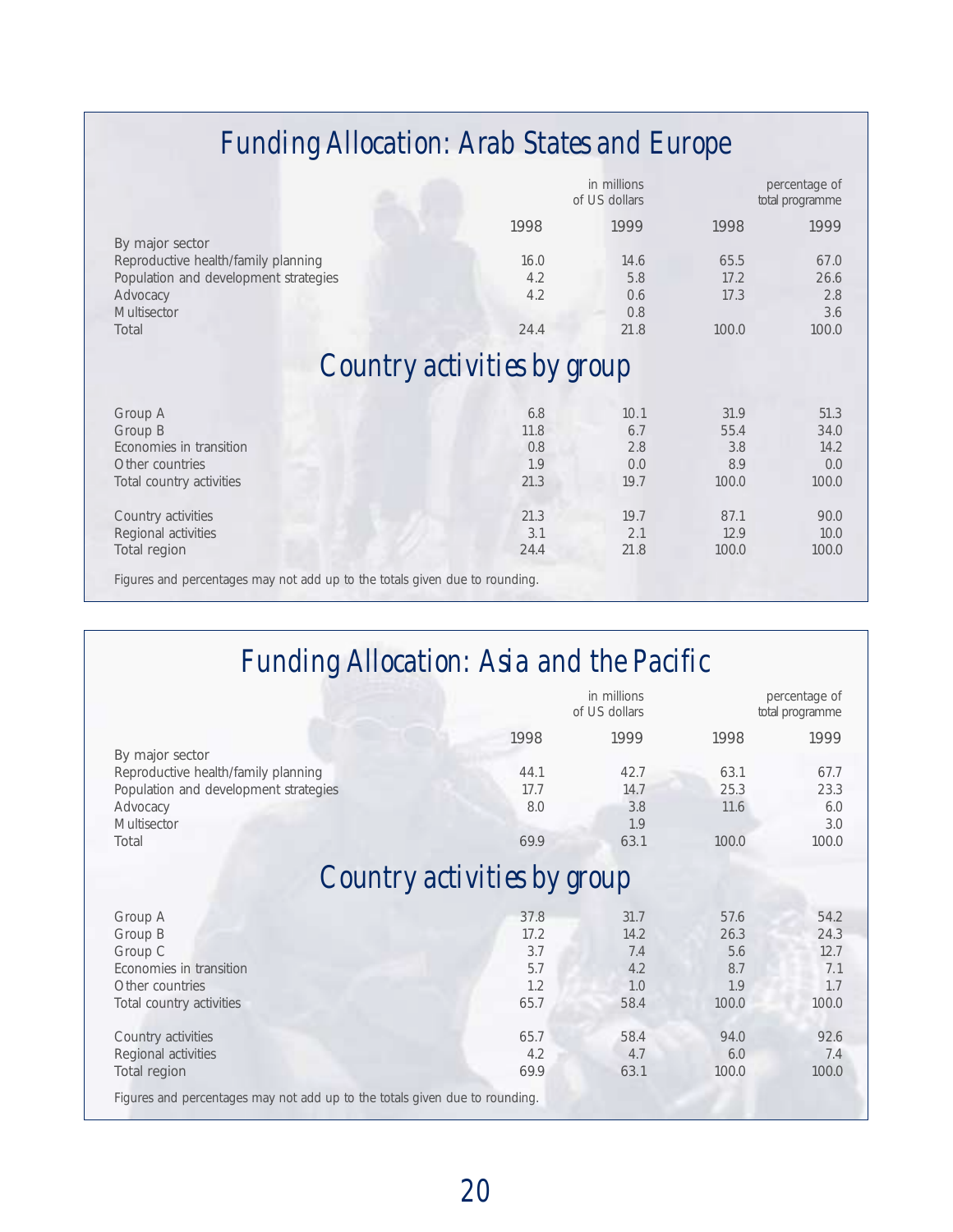# Funding Allocation: Arab States and Europe

| | in millions of US dollars | | percentage of total programme | |
|---|---|---|---|---|
| | 1998 | 1999 | 1998 | 1999 |
| By major sector | | | | |
| Reproductive health/family planning | 16.0 | 14.6 | 65.5 | 67.0 |
| Population and development strategies | 4.2 | 5.8 | 17.2 | 26.6 |
| Advocacy | 4.2 | 0.6 | 17.3 | 2.8 |
| Multisector | | 0.8 | | 3.6 |
| Total | 24.4 | 21.8 | 100.0 | 100.0 |

## Country activities by group

| | 1998 | 1999 | 1998 | 1999 |
|---|---|---|---|---|
| Group A | 6.8 | 10.1 | 31.9 | 51.3 |
| Group B | 11.8 | 6.7 | 55.4 | 34.0 |
| Economies in transition | 0.8 | 2.8 | 3.8 | 14.2 |
| Other countries | 1.9 | 0.0 | 8.9 | 0.0 |
| Total country activities | 21.3 | 19.7 | 100.0 | 100.0 |
| | | | | |
| Country activities | 21.3 | 19.7 | 87.1 | 90.0 |
| Regional activities | 3.1 | 2.1 | 12.9 | 10.0 |
| Total region | 24.4 | 21.8 | 100.0 | 100.0 |

Figures and percentages may not add up to the totals given due to rounding.

# Funding Allocation: Asia and the Pacific

| | in millions of US dollars | | percentage of total programme | |
|---|---|---|---|---|
| | 1998 | 1999 | 1998 | 1999 |
| By major sector | | | | |
| Reproductive health/family planning | 44.1 | 42.7 | 63.1 | 67.7 |
| Population and development strategies | 17.7 | 14.7 | 25.3 | 23.3 |
| Advocacy | 8.0 | 3.8 | 11.6 | 6.0 |
| Multisector | | 1.9 | | 3.0 |
| Total | 69.9 | 63.1 | 100.0 | 100.0 |

## Country activities by group

| | 1998 | 1999 | 1998 | 1999 |
|---|---|---|---|---|
| Group A | 37.8 | 31.7 | 57.6 | 54.2 |
| Group B | 17.2 | 14.2 | 26.3 | 24.3 |
| Group C | 3.7 | 7.4 | 5.6 | 12.7 |
| Economies in transition | 5.7 | 4.2 | 8.7 | 7.1 |
| Other countries | 1.2 | 1.0 | 1.9 | 1.7 |
| Total country activities | 65.7 | 58.4 | 100.0 | 100.0 |
| | | | | |
| Country activities | 65.7 | 58.4 | 94.0 | 92.6 |
| Regional activities | 4.2 | 4.7 | 6.0 | 7.4 |
| Total region | 69.9 | 63.1 | 100.0 | 100.0 |

Figures and percentages may not add up to the totals given due to rounding.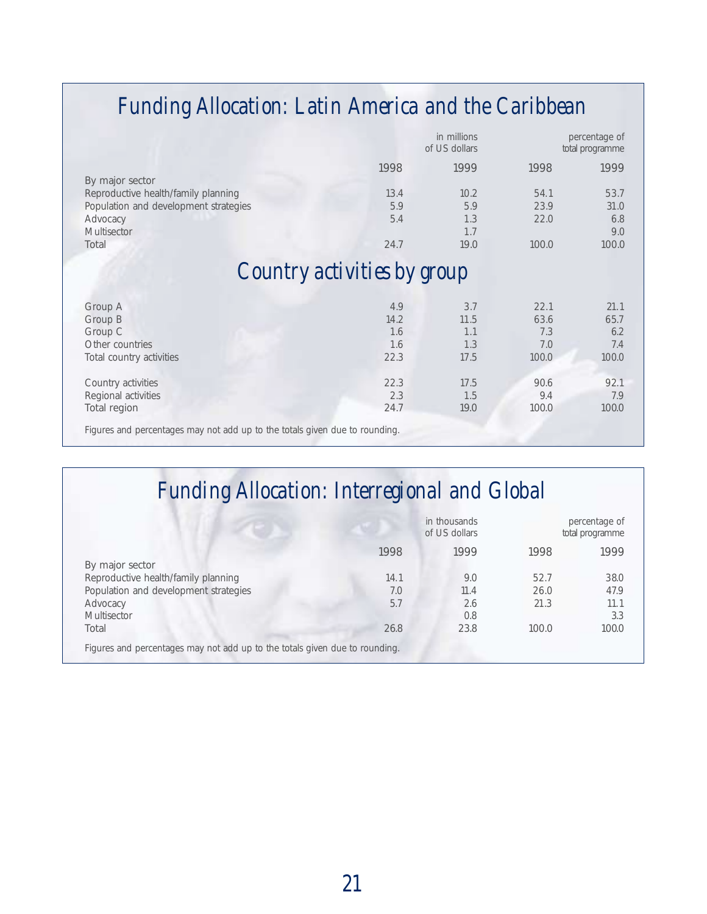## Funding Allocation: Latin America and the Caribbean

| | in millions of US dollars | | percentage of total programme | |
|---|---|---|---|---|
| | 1998 | 1999 | 1998 | 1999 |
| By major sector | | | | |
| Reproductive health/family planning | 13.4 | 10.2 | 54.1 | 53.7 |
| Population and development strategies | 5.9 | 5.9 | 23.9 | 31.0 |
| Advocacy | 5.4 | 1.3 | 22.0 | 6.8 |
| Multisector | | 1.7 | | 9.0 |
| Total | 24.7 | 19.0 | 100.0 | 100.0 |

### Country activities by group

| | 1998 | 1999 | 1998 | 1999 |
|---|---|---|---|---|
| Group A | 4.9 | 3.7 | 22.1 | 21.1 |
| Group B | 14.2 | 11.5 | 63.6 | 65.7 |
| Group C | 1.6 | 1.1 | 7.3 | 6.2 |
| Other countries | 1.6 | 1.3 | 7.0 | 7.4 |
| Total country activities | 22.3 | 17.5 | 100.0 | 100.0 |
| | | | | |
| Country activities | 22.3 | 17.5 | 90.6 | 92.1 |
| Regional activities | 2.3 | 1.5 | 9.4 | 7.9 |
| Total region | 24.7 | 19.0 | 100.0 | 100.0 |

Figures and percentages may not add up to the totals given due to rounding.

## Funding Allocation: Interregional and Global

| | in thousands of US dollars | | percentage of total programme | |
|---|---|---|---|---|
| | 1998 | 1999 | 1998 | 1999 |
| By major sector | | | | |
| Reproductive health/family planning | 14.1 | 9.0 | 52.7 | 38.0 |
| Population and development strategies | 7.0 | 11.4 | 26.0 | 47.9 |
| Advocacy | 5.7 | 2.6 | 21.3 | 11.1 |
| Multisector | | 0.8 | | 3.3 |
| Total | 26.8 | 23.8 | 100.0 | 100.0 |

Figures and percentages may not add up to the totals given due to rounding.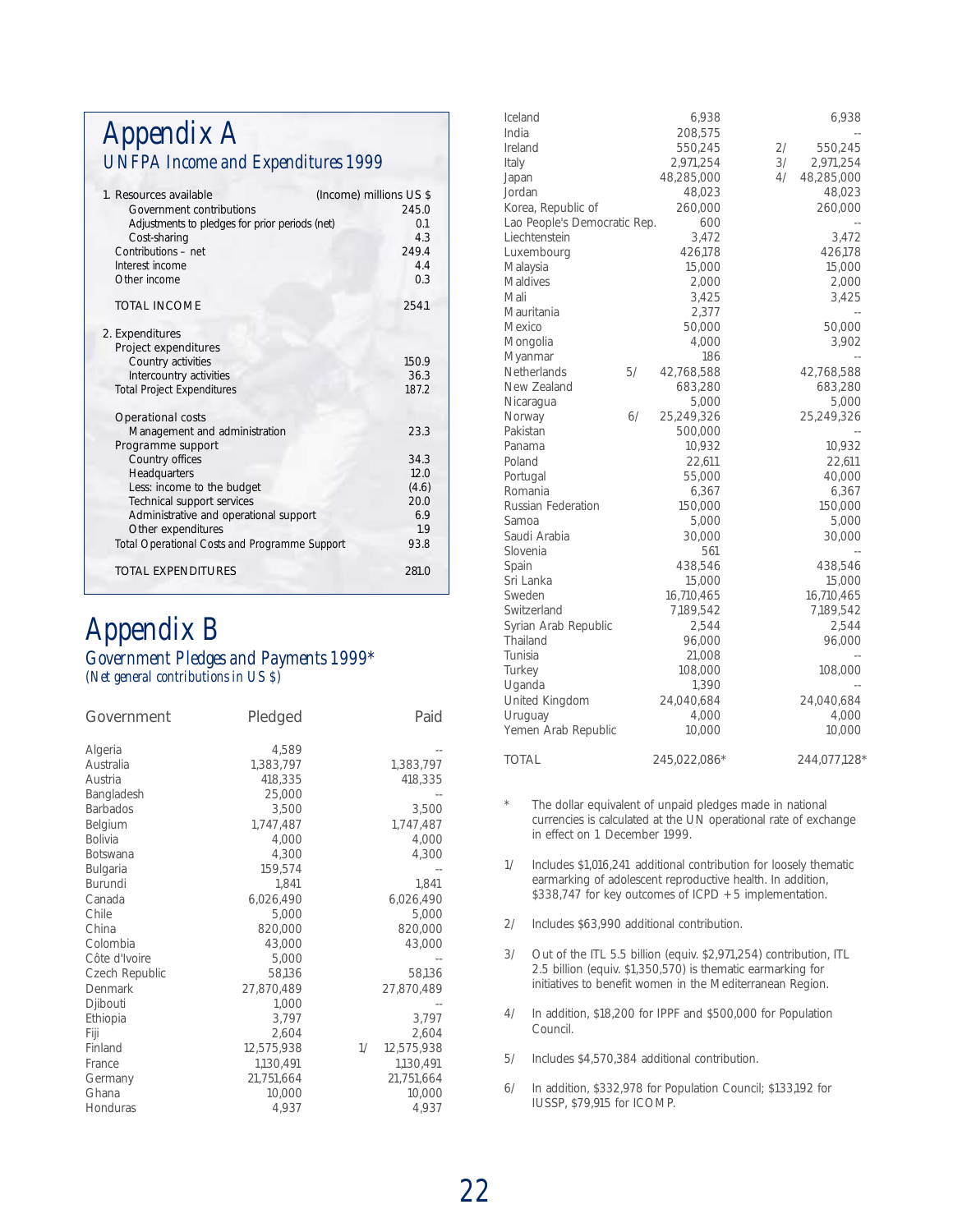# Appendix A

## UNFPA Income and Expenditures 1999

| 1. Resources available | (Income) millions US $ |
|---|---|
| Government contributions | 245.0 |
| Adjustments to pledges for prior periods (net) | 0.1 |
| Cost-sharing | 4.3 |
| Contributions – net | 249.4 |
| Interest income | 4.4 |
| Other income | 0.3 |
| TOTAL INCOME | 254.1 |
| **2. Expenditures** | |
| Project expenditures | |
| Country activities | 150.9 |
| Intercountry activities | 36.3 |
| Total Project Expenditures | 187.2 |
| Operational costs | |
| Management and administration | 23.3 |
| Programme support | |
| Country offices | 34.3 |
| Headquarters | 12.0 |
| Less: income to the budget | (4.6) |
| Technical support services | 20.0 |
| Administrative and operational support | 6.9 |
| Other expenditures | 1.9 |
| Total Operational Costs and Programme Support | 93.8 |
| TOTAL EXPENDITURES | 281.0 |

# Appendix B

## Government Pledges and Payments 1999*

*(Net general contributions in US $)*

| Government | | Pledged | | Paid |
|---|---|---|---|---|
| Algeria | | 4,589 | | -- |
| Australia | | 1,383,797 | | 1,383,797 |
| Austria | | 418,335 | | 418,335 |
| Bangladesh | | 25,000 | | -- |
| Barbados | | 3,500 | | 3,500 |
| Belgium | | 1,747,487 | | 1,747,487 |
| Bolivia | | 4,000 | | 4,000 |
| Botswana | | 4,300 | | 4,300 |
| Bulgaria | | 159,574 | | -- |
| Burundi | | 1,841 | | 1,841 |
| Canada | | 6,026,490 | | 6,026,490 |
| Chile | | 5,000 | | 5,000 |
| China | | 820,000 | | 820,000 |
| Colombia | | 43,000 | | 43,000 |
| Côte d'Ivoire | | 5,000 | | -- |
| Czech Republic | | 58,136 | | 58,136 |
| Denmark | | 27,870,489 | | 27,870,489 |
| Djibouti | | 1,000 | | -- |
| Ethiopia | | 3,797 | | 3,797 |
| Fiji | | 2,604 | | 2,604 |
| Finland | | 12,575,938 | 1/ | 12,575,938 |
| France | | 1,130,491 | | 1,130,491 |
| Germany | | 21,751,664 | | 21,751,664 |
| Ghana | | 10,000 | | 10,000 |
| Honduras | | 4,937 | | 4,937 |
| Iceland | | 6,938 | | 6,938 |
| India | | 208,575 | | -- |
| Ireland | | 550,245 | 2/ | 550,245 |
| Italy | | 2,971,254 | 3/ | 2,971,254 |
| Japan | | 48,285,000 | 4/ | 48,285,000 |
| Jordan | | 48,023 | | 48,023 |
| Korea, Republic of | | 260,000 | | 260,000 |
| Lao People's Democratic Rep. | | 600 | | -- |
| Liechtenstein | | 3,472 | | 3,472 |
| Luxembourg | | 426,178 | | 426,178 |
| Malaysia | | 15,000 | | 15,000 |
| Maldives | | 2,000 | | 2,000 |
| Mali | | 3,425 | | 3,425 |
| Mauritania | | 2,377 | | -- |
| Mexico | | 50,000 | | 50,000 |
| Mongolia | | 4,000 | | 3,902 |
| Myanmar | | 186 | | -- |
| Netherlands | 5/ | 42,768,588 | | 42,768,588 |
| New Zealand | | 683,280 | | 683,280 |
| Nicaragua | | 5,000 | | 5,000 |
| Norway | 6/ | 25,249,326 | | 25,249,326 |
| Pakistan | | 500,000 | | -- |
| Panama | | 10,932 | | 10,932 |
| Poland | | 22,611 | | 22,611 |
| Portugal | | 55,000 | | 40,000 |
| Romania | | 6,367 | | 6,367 |
| Russian Federation | | 150,000 | | 150,000 |
| Samoa | | 5,000 | | 5,000 |
| Saudi Arabia | | 30,000 | | 30,000 |
| Slovenia | | 561 | | -- |
| Spain | | 438,546 | | 438,546 |
| Sri Lanka | | 15,000 | | 15,000 |
| Sweden | | 16,710,465 | | 16,710,465 |
| Switzerland | | 7,189,542 | | 7,189,542 |
| Syrian Arab Republic | | 2,544 | | 2,544 |
| Thailand | | 96,000 | | 96,000 |
| Tunisia | | 21,008 | | -- |
| Turkey | | 108,000 | | 108,000 |
| Uganda | | 1,390 | | -- |
| United Kingdom | | 24,040,684 | | 24,040,684 |
| Uruguay | | 4,000 | | 4,000 |
| Yemen Arab Republic | | 10,000 | | 10,000 |
| TOTAL | | 245,022,086* | | 244,077,128* |

\* The dollar equivalent of unpaid pledges made in national currencies is calculated at the UN operational rate of exchange in effect on 1 December 1999.

1/ Includes $1,016,241 additional contribution for loosely thematic earmarking of adolescent reproductive health. In addition, $338,747 for key outcomes of ICPD +5 implementation.

2/ Includes $63,990 additional contribution.

3/ Out of the ITL 5.5 billion (equiv. $2,971,254) contribution, ITL 2.5 billion (equiv. $1,350,570) is thematic earmarking for initiatives to benefit women in the Mediterranean Region.

4/ In addition, $18,200 for IPPF and $500,000 for Population Council.

5/ Includes $4,570,384 additional contribution.

6/ In addition, $332,978 for Population Council; $133,192 for IUSSP, $79,915 for ICOMP.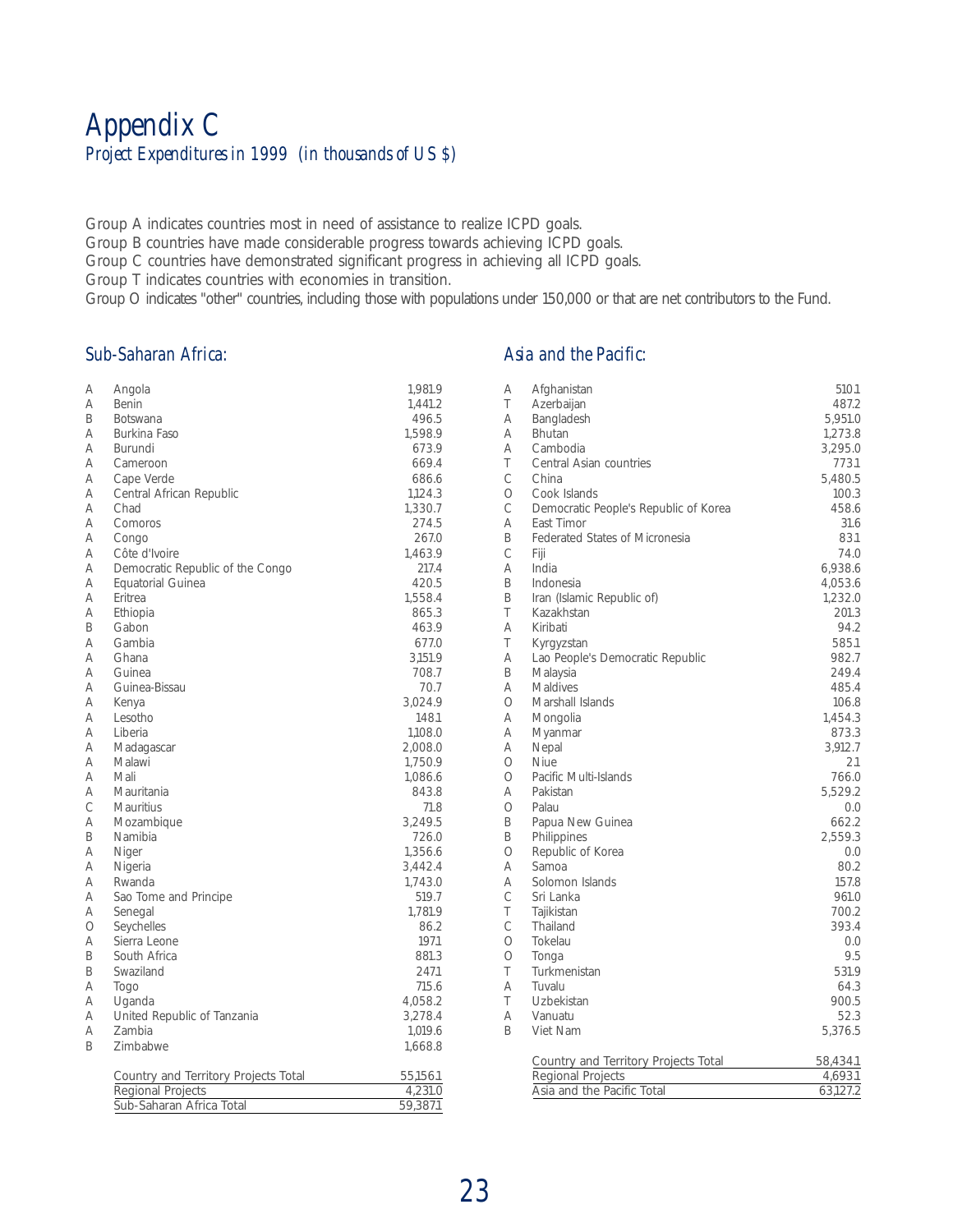# Appendix C

*Project Expenditures in 1999 (in thousands of US $)*

Group A indicates countries most in need of assistance to realize ICPD goals.
Group B countries have made considerable progress towards achieving ICPD goals.
Group C countries have demonstrated significant progress in achieving all ICPD goals.
Group T indicates countries with economies in transition.
Group O indicates "other" countries, including those with populations under 150,000 or that are net contributors to the Fund.

## Sub-Saharan Africa:

| Group | Country | Expenditure |
|---|---|---|
| A | Angola | 1,981.9 |
| A | Benin | 1,441.2 |
| B | Botswana | 496.5 |
| A | Burkina Faso | 1,598.9 |
| A | Burundi | 673.9 |
| A | Cameroon | 669.4 |
| A | Cape Verde | 686.6 |
| A | Central African Republic | 1,124.3 |
| A | Chad | 1,330.7 |
| A | Comoros | 274.5 |
| A | Congo | 267.0 |
| A | Côte d'Ivoire | 1,463.9 |
| A | Democratic Republic of the Congo | 217.4 |
| A | Equatorial Guinea | 420.5 |
| A | Eritrea | 1,558.4 |
| A | Ethiopia | 865.3 |
| B | Gabon | 463.9 |
| A | Gambia | 677.0 |
| A | Ghana | 3,151.9 |
| A | Guinea | 708.7 |
| A | Guinea-Bissau | 70.7 |
| A | Kenya | 3,024.9 |
| A | Lesotho | 148.1 |
| A | Liberia | 1,108.0 |
| A | Madagascar | 2,008.0 |
| A | Malawi | 1,750.9 |
| A | Mali | 1,086.6 |
| A | Mauritania | 843.8 |
| C | Mauritius | 71.8 |
| A | Mozambique | 3,249.5 |
| B | Namibia | 726.0 |
| A | Niger | 1,356.6 |
| A | Nigeria | 3,442.4 |
| A | Rwanda | 1,743.0 |
| A | Sao Tome and Principe | 519.7 |
| A | Senegal | 1,781.9 |
| O | Seychelles | 86.2 |
| A | Sierra Leone | 197.1 |
| B | South Africa | 881.3 |
| B | Swaziland | 247.1 |
| A | Togo | 715.6 |
| A | Uganda | 4,058.2 |
| A | United Republic of Tanzania | 3,278.4 |
| A | Zambia | 1,019.6 |
| B | Zimbabwe | 1,668.8 |
| | Country and Territory Projects Total | 55,156.1 |
| | Regional Projects | 4,231.0 |
| | Sub-Saharan Africa Total | 59,387.1 |

## Asia and the Pacific:

| Group | Country | Expenditure |
|---|---|---|
| A | Afghanistan | 510.1 |
| T | Azerbaijan | 487.2 |
| A | Bangladesh | 5,951.0 |
| A | Bhutan | 1,273.8 |
| A | Cambodia | 3,295.0 |
| T | Central Asian countries | 773.1 |
| C | China | 5,480.5 |
| O | Cook Islands | 100.3 |
| C | Democratic People's Republic of Korea | 458.6 |
| A | East Timor | 31.6 |
| B | Federated States of Micronesia | 83.1 |
| C | Fiji | 74.0 |
| A | India | 6,938.6 |
| B | Indonesia | 4,053.6 |
| B | Iran (Islamic Republic of) | 1,232.0 |
| T | Kazakhstan | 201.3 |
| A | Kiribati | 94.2 |
| T | Kyrgyzstan | 585.1 |
| A | Lao People's Democratic Republic | 982.7 |
| B | Malaysia | 249.4 |
| A | Maldives | 485.4 |
| O | Marshall Islands | 106.8 |
| A | Mongolia | 1,454.3 |
| A | Myanmar | 873.3 |
| A | Nepal | 3,912.7 |
| O | Niue | 2.1 |
| O | Pacific Multi-Islands | 766.0 |
| A | Pakistan | 5,529.2 |
| O | Palau | 0.0 |
| B | Papua New Guinea | 662.2 |
| B | Philippines | 2,559.3 |
| O | Republic of Korea | 0.0 |
| A | Samoa | 80.2 |
| A | Solomon Islands | 157.8 |
| C | Sri Lanka | 961.0 |
| T | Tajikistan | 700.2 |
| C | Thailand | 393.4 |
| O | Tokelau | 0.0 |
| O | Tonga | 9.5 |
| T | Turkmenistan | 531.9 |
| A | Tuvalu | 64.3 |
| T | Uzbekistan | 900.5 |
| A | Vanuatu | 52.3 |
| B | Viet Nam | 5,376.5 |
| | Country and Territory Projects Total | 58,434.1 |
| | Regional Projects | 4,693.1 |
| | Asia and the Pacific Total | 63,127.2 |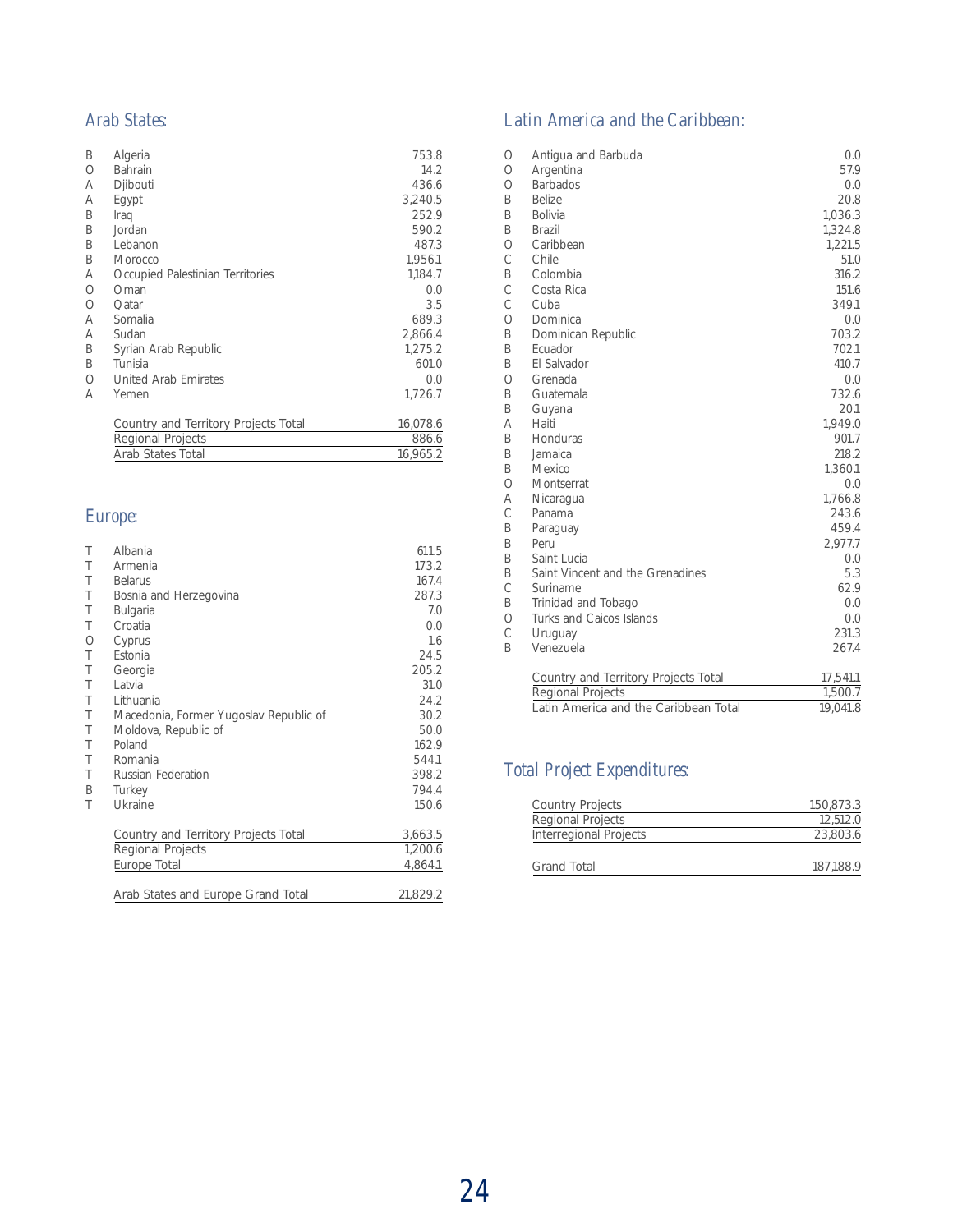## Arab States:

| | | |
|---|---|---|
| B | Algeria | 753.8 |
| O | Bahrain | 14.2 |
| A | Djibouti | 436.6 |
| A | Egypt | 3,240.5 |
| B | Iraq | 252.9 |
| B | Jordan | 590.2 |
| B | Lebanon | 487.3 |
| B | Morocco | 1,956.1 |
| A | Occupied Palestinian Territories | 1,184.7 |
| O | Oman | 0.0 |
| O | Qatar | 3.5 |
| A | Somalia | 689.3 |
| A | Sudan | 2,866.4 |
| B | Syrian Arab Republic | 1,275.2 |
| B | Tunisia | 601.0 |
| O | United Arab Emirates | 0.0 |
| A | Yemen | 1,726.7 |
| | Country and Territory Projects Total | 16,078.6 |
| | Regional Projects | 886.6 |
| | Arab States Total | 16,965.2 |

## Europe:

| | | |
|---|---|---|
| T | Albania | 611.5 |
| T | Armenia | 173.2 |
| T | Belarus | 167.4 |
| T | Bosnia and Herzegovina | 287.3 |
| T | Bulgaria | 7.0 |
| T | Croatia | 0.0 |
| O | Cyprus | 1.6 |
| T | Estonia | 24.5 |
| T | Georgia | 205.2 |
| T | Latvia | 31.0 |
| T | Lithuania | 24.2 |
| T | Macedonia, Former Yugoslav Republic of | 30.2 |
| T | Moldova, Republic of | 50.0 |
| T | Poland | 162.9 |
| T | Romania | 544.1 |
| T | Russian Federation | 398.2 |
| B | Turkey | 794.4 |
| T | Ukraine | 150.6 |
| | Country and Territory Projects Total | 3,663.5 |
| | Regional Projects | 1,200.6 |
| | Europe Total | 4,864.1 |
| | Arab States and Europe Grand Total | 21,829.2 |

## Latin America and the Caribbean:

| | | |
|---|---|---|
| O | Antigua and Barbuda | 0.0 |
| O | Argentina | 57.9 |
| O | Barbados | 0.0 |
| B | Belize | 20.8 |
| B | Bolivia | 1,036.3 |
| B | Brazil | 1,324.8 |
| O | Caribbean | 1,221.5 |
| C | Chile | 51.0 |
| B | Colombia | 316.2 |
| C | Costa Rica | 151.6 |
| C | Cuba | 349.1 |
| O | Dominica | 0.0 |
| B | Dominican Republic | 703.2 |
| B | Ecuador | 702.1 |
| B | El Salvador | 410.7 |
| O | Grenada | 0.0 |
| B | Guatemala | 732.6 |
| B | Guyana | 20.1 |
| A | Haiti | 1,949.0 |
| B | Honduras | 901.7 |
| B | Jamaica | 218.2 |
| B | Mexico | 1,360.1 |
| O | Montserrat | 0.0 |
| A | Nicaragua | 1,766.8 |
| C | Panama | 243.6 |
| B | Paraguay | 459.4 |
| B | Peru | 2,977.7 |
| B | Saint Lucia | 0.0 |
| B | Saint Vincent and the Grenadines | 5.3 |
| C | Suriname | 62.9 |
| B | Trinidad and Tobago | 0.0 |
| O | Turks and Caicos Islands | 0.0 |
| C | Uruguay | 231.3 |
| B | Venezuela | 267.4 |
| | Country and Territory Projects Total | 17,541.1 |
| | Regional Projects | 1,500.7 |
| | Latin America and the Caribbean Total | 19,041.8 |

## Total Project Expenditures:

| | |
|---|---|
| Country Projects | 150,873.3 |
| Regional Projects | 12,512.0 |
| Interregional Projects | 23,803.6 |
| Grand Total | 187,188.9 |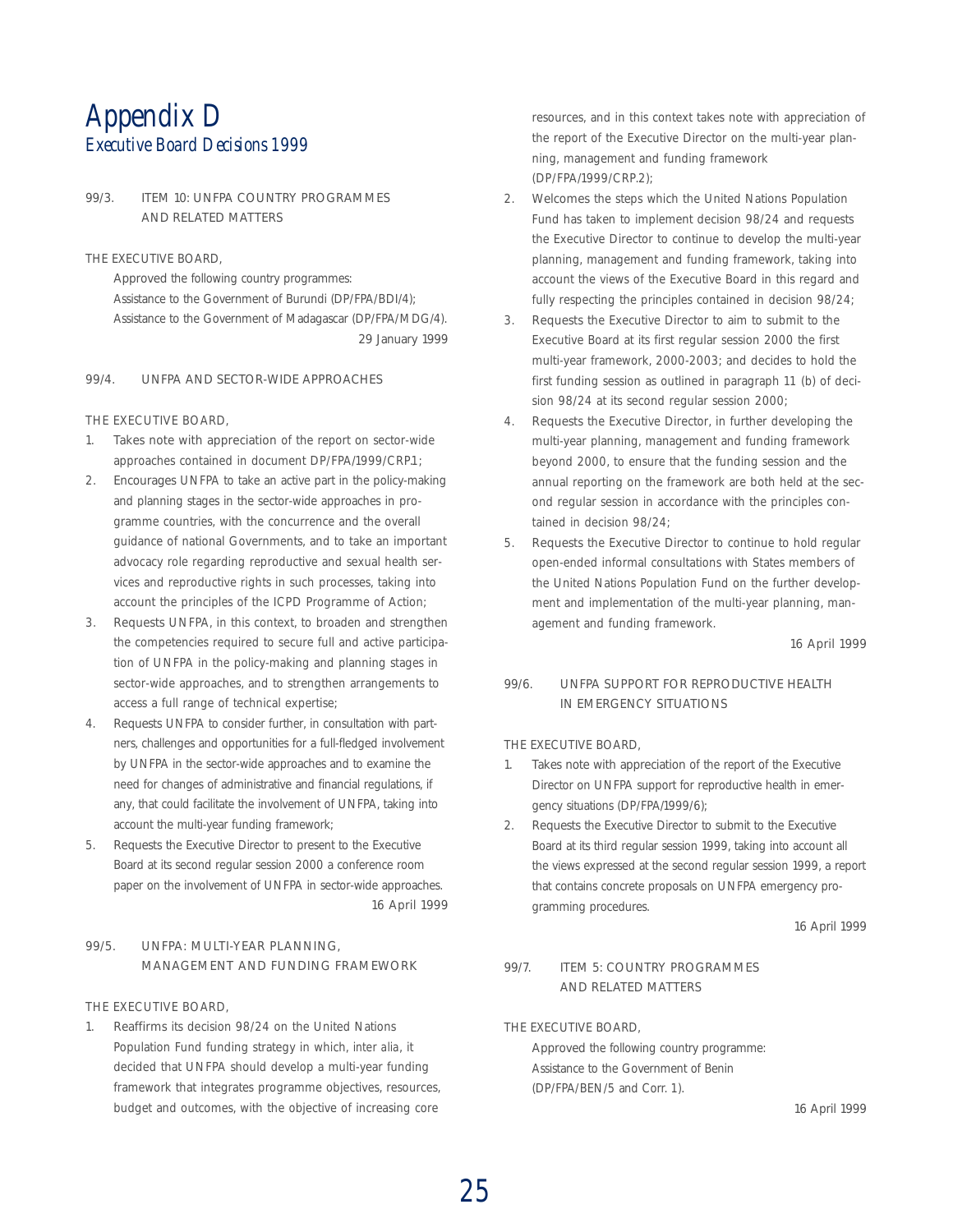# Appendix D

## Executive Board Decisions 1999

### 99/3. ITEM 10: UNFPA COUNTRY PROGRAMMES AND RELATED MATTERS

THE EXECUTIVE BOARD,

Approved the following country programmes:
Assistance to the Government of Burundi (DP/FPA/BDI/4);
Assistance to the Government of Madagascar (DP/FPA/MDG/4).

29 January 1999

### 99/4. UNFPA AND SECTOR-WIDE APPROACHES

THE EXECUTIVE BOARD,

1. Takes note with appreciation of the report on sector-wide approaches contained in document DP/FPA/1999/CRP.1;
2. Encourages UNFPA to take an active part in the policy-making and planning stages in the sector-wide approaches in programme countries, with the concurrence and the overall guidance of national Governments, and to take an important advocacy role regarding reproductive and sexual health services and reproductive rights in such processes, taking into account the principles of the ICPD Programme of Action;
3. Requests UNFPA, in this context, to broaden and strengthen the competencies required to secure full and active participation of UNFPA in the policy-making and planning stages in sector-wide approaches, and to strengthen arrangements to access a full range of technical expertise;
4. Requests UNFPA to consider further, in consultation with partners, challenges and opportunities for a full-fledged involvement by UNFPA in the sector-wide approaches and to examine the need for changes of administrative and financial regulations, if any, that could facilitate the involvement of UNFPA, taking into account the multi-year funding framework;
5. Requests the Executive Director to present to the Executive Board at its second regular session 2000 a conference room paper on the involvement of UNFPA in sector-wide approaches.

16 April 1999

### 99/5. UNFPA: MULTI-YEAR PLANNING, MANAGEMENT AND FUNDING FRAMEWORK

THE EXECUTIVE BOARD,

1. Reaffirms its decision 98/24 on the United Nations Population Fund funding strategy in which, *inter alia*, it decided that UNFPA should develop a multi-year funding framework that integrates programme objectives, resources, budget and outcomes, with the objective of increasing core resources, and in this context takes note with appreciation of the report of the Executive Director on the multi-year planning, management and funding framework (DP/FPA/1999/CRP.2);
2. Welcomes the steps which the United Nations Population Fund has taken to implement decision 98/24 and requests the Executive Director to continue to develop the multi-year planning, management and funding framework, taking into account the views of the Executive Board in this regard and fully respecting the principles contained in decision 98/24;
3. Requests the Executive Director to aim to submit to the Executive Board at its first regular session 2000 the first multi-year framework, 2000-2003; and decides to hold the first funding session as outlined in paragraph 11 (b) of decision 98/24 at its second regular session 2000;
4. Requests the Executive Director, in further developing the multi-year planning, management and funding framework beyond 2000, to ensure that the funding session and the annual reporting on the framework are both held at the second regular session in accordance with the principles contained in decision 98/24;
5. Requests the Executive Director to continue to hold regular open-ended informal consultations with States members of the United Nations Population Fund on the further development and implementation of the multi-year planning, management and funding framework.

16 April 1999

### 99/6. UNFPA SUPPORT FOR REPRODUCTIVE HEALTH IN EMERGENCY SITUATIONS

THE EXECUTIVE BOARD,

1. Takes note with appreciation of the report of the Executive Director on UNFPA support for reproductive health in emergency situations (DP/FPA/1999/6);
2. Requests the Executive Director to submit to the Executive Board at its third regular session 1999, taking into account all the views expressed at the second regular session 1999, a report that contains concrete proposals on UNFPA emergency programming procedures.

16 April 1999

### 99/7. ITEM 5: COUNTRY PROGRAMMES AND RELATED MATTERS

THE EXECUTIVE BOARD,

Approved the following country programme:
Assistance to the Government of Benin (DP/FPA/BEN/5 and Corr. 1).

16 April 1999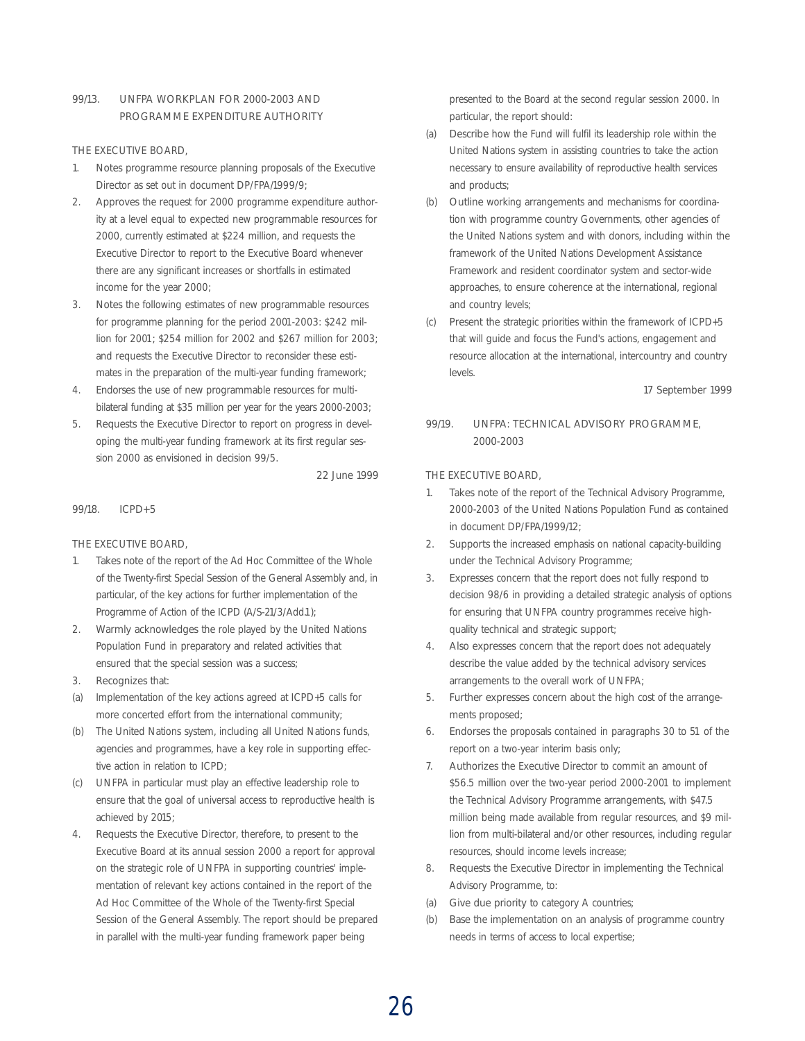### 99/13. UNFPA WORKPLAN FOR 2000-2003 AND PROGRAMME EXPENDITURE AUTHORITY

THE EXECUTIVE BOARD,

1. Notes programme resource planning proposals of the Executive Director as set out in document DP/FPA/1999/9;
2. Approves the request for 2000 programme expenditure authority at a level equal to expected new programmable resources for 2000, currently estimated at $224 million, and requests the Executive Director to report to the Executive Board whenever there are any significant increases or shortfalls in estimated income for the year 2000;
3. Notes the following estimates of new programmable resources for programme planning for the period 2001-2003: $242 million for 2001; $254 million for 2002 and $267 million for 2003; and requests the Executive Director to reconsider these estimates in the preparation of the multi-year funding framework;
4. Endorses the use of new programmable resources for multi-bilateral funding at $35 million per year for the years 2000-2003;
5. Requests the Executive Director to report on progress in developing the multi-year funding framework at its first regular session 2000 as envisioned in decision 99/5.

22 June 1999

### 99/18. ICPD+5

THE EXECUTIVE BOARD,

1. Takes note of the report of the Ad Hoc Committee of the Whole of the Twenty-first Special Session of the General Assembly and, in particular, of the key actions for further implementation of the Programme of Action of the ICPD (A/S-21/3/Add.1);
2. Warmly acknowledges the role played by the United Nations Population Fund in preparatory and related activities that ensured that the special session was a success;
3. Recognizes that:

(a) Implementation of the key actions agreed at ICPD+5 calls for more concerted effort from the international community;

(b) The United Nations system, including all United Nations funds, agencies and programmes, have a key role in supporting effective action in relation to ICPD;

(c) UNFPA in particular must play an effective leadership role to ensure that the goal of universal access to reproductive health is achieved by 2015;

4. Requests the Executive Director, therefore, to present to the Executive Board at its annual session 2000 a report for approval on the strategic role of UNFPA in supporting countries' implementation of relevant key actions contained in the report of the Ad Hoc Committee of the Whole of the Twenty-first Special Session of the General Assembly. The report should be prepared in parallel with the multi-year funding framework paper being presented to the Board at the second regular session 2000. In particular, the report should:

(a) Describe how the Fund will fulfil its leadership role within the United Nations system in assisting countries to take the action necessary to ensure availability of reproductive health services and products;

(b) Outline working arrangements and mechanisms for coordination with programme country Governments, other agencies of the United Nations system and with donors, including within the framework of the United Nations Development Assistance Framework and resident coordinator system and sector-wide approaches, to ensure coherence at the international, regional and country levels;

(c) Present the strategic priorities within the framework of ICPD+5 that will guide and focus the Fund's actions, engagement and resource allocation at the international, intercountry and country levels.

17 September 1999

### 99/19. UNFPA: TECHNICAL ADVISORY PROGRAMME, 2000-2003

THE EXECUTIVE BOARD,

1. Takes note of the report of the Technical Advisory Programme, 2000-2003 of the United Nations Population Fund as contained in document DP/FPA/1999/12;
2. Supports the increased emphasis on national capacity-building under the Technical Advisory Programme;
3. Expresses concern that the report does not fully respond to decision 98/6 in providing a detailed strategic analysis of options for ensuring that UNFPA country programmes receive high-quality technical and strategic support;
4. Also expresses concern that the report does not adequately describe the value added by the technical advisory services arrangements to the overall work of UNFPA;
5. Further expresses concern about the high cost of the arrangements proposed;
6. Endorses the proposals contained in paragraphs 30 to 51 of the report on a two-year interim basis only;
7. Authorizes the Executive Director to commit an amount of $56.5 million over the two-year period 2000-2001 to implement the Technical Advisory Programme arrangements, with $47.5 million being made available from regular resources, and $9 million from multi-bilateral and/or other resources, including regular resources, should income levels increase;
8. Requests the Executive Director in implementing the Technical Advisory Programme, to:

(a) Give due priority to category A countries;

(b) Base the implementation on an analysis of programme country needs in terms of access to local expertise;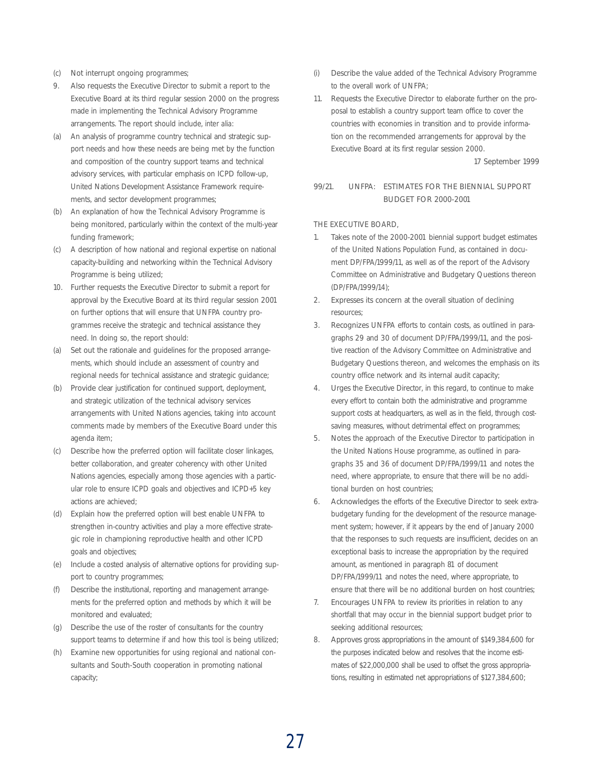(c) Not interrupt ongoing programmes;

9. Also requests the Executive Director to submit a report to the Executive Board at its third regular session 2000 on the progress made in implementing the Technical Advisory Programme arrangements. The report should include, *inter alia*:

(a) An analysis of programme country technical and strategic support needs and how these needs are being met by the function and composition of the country support teams and technical advisory services, with particular emphasis on ICPD follow-up, United Nations Development Assistance Framework requirements, and sector development programmes;

(b) An explanation of how the Technical Advisory Programme is being monitored, particularly within the context of the multi-year funding framework;

(c) A description of how national and regional expertise on national capacity-building and networking within the Technical Advisory Programme is being utilized;

10. Further requests the Executive Director to submit a report for approval by the Executive Board at its third regular session 2001 on further options that will ensure that UNFPA country programmes receive the strategic and technical assistance they need. In doing so, the report should:

(a) Set out the rationale and guidelines for the proposed arrangements, which should include an assessment of country and regional needs for technical assistance and strategic guidance;

(b) Provide clear justification for continued support, deployment, and strategic utilization of the technical advisory services arrangements with United Nations agencies, taking into account comments made by members of the Executive Board under this agenda item;

(c) Describe how the preferred option will facilitate closer linkages, better collaboration, and greater coherency with other United Nations agencies, especially among those agencies with a particular role to ensure ICPD goals and objectives and ICPD+5 key actions are achieved;

(d) Explain how the preferred option will best enable UNFPA to strengthen in-country activities and play a more effective strategic role in championing reproductive health and other ICPD goals and objectives;

(e) Include a costed analysis of alternative options for providing support to country programmes;

(f) Describe the institutional, reporting and management arrangements for the preferred option and methods by which it will be monitored and evaluated;

(g) Describe the use of the roster of consultants for the country support teams to determine if and how this tool is being utilized;

(h) Examine new opportunities for using regional and national consultants and South-South cooperation in promoting national capacity;

(i) Describe the value added of the Technical Advisory Programme to the overall work of UNFPA;

11. Requests the Executive Director to elaborate further on the proposal to establish a country support team office to cover the countries with economies in transition and to provide information on the recommended arrangements for approval by the Executive Board at its first regular session 2000.

*17 September 1999*

## 99/21. UNFPA: ESTIMATES FOR THE BIENNIAL SUPPORT BUDGET FOR 2000-2001

THE EXECUTIVE BOARD,

1. Takes note of the 2000-2001 biennial support budget estimates of the United Nations Population Fund, as contained in document DP/FPA/1999/11, as well as of the report of the Advisory Committee on Administrative and Budgetary Questions thereon (DP/FPA/1999/14);

2. Expresses its concern at the overall situation of declining resources;

3. Recognizes UNFPA efforts to contain costs, as outlined in paragraphs 29 and 30 of document DP/FPA/1999/11, and the positive reaction of the Advisory Committee on Administrative and Budgetary Questions thereon, and welcomes the emphasis on its country office network and its internal audit capacity;

4. Urges the Executive Director, in this regard, to continue to make every effort to contain both the administrative and programme support costs at headquarters, as well as in the field, through cost-saving measures, without detrimental effect on programmes;

5. Notes the approach of the Executive Director to participation in the United Nations House programme, as outlined in paragraphs 35 and 36 of document DP/FPA/1999/11 and notes the need, where appropriate, to ensure that there will be no additional burden on host countries;

6. Acknowledges the efforts of the Executive Director to seek extra-budgetary funding for the development of the resource management system; however, if it appears by the end of January 2000 that the responses to such requests are insufficient, decides on an exceptional basis to increase the appropriation by the required amount, as mentioned in paragraph 81 of document DP/FPA/1999/11 and notes the need, where appropriate, to ensure that there will be no additional burden on host countries;

7. Encourages UNFPA to review its priorities in relation to any shortfall that may occur in the biennial support budget prior to seeking additional resources;

8. Approves gross appropriations in the amount of $149,384,600 for the purposes indicated below and resolves that the income estimates of $22,000,000 shall be used to offset the gross appropriations, resulting in estimated net appropriations of $127,384,600;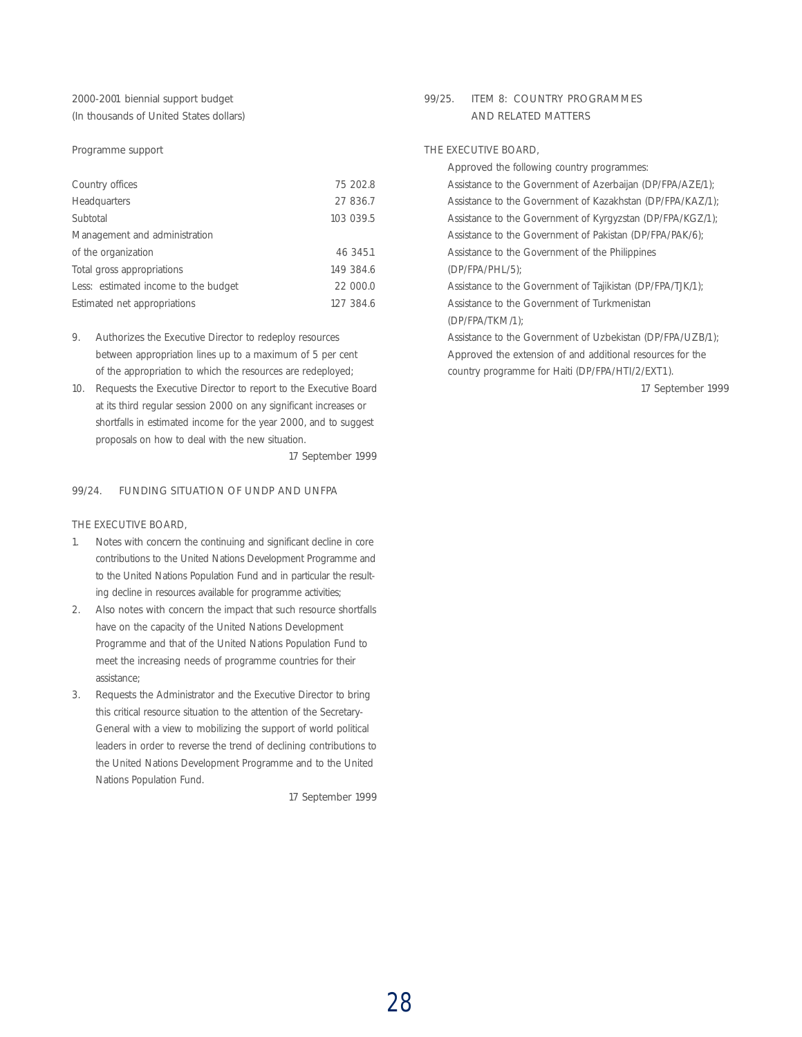2000-2001 biennial support budget
(In thousands of United States dollars)

Programme support

| | |
|---|---|
| Country offices | 75 202.8 |
| Headquarters | 27 836.7 |
| Subtotal | 103 039.5 |
| Management and administration of the organization | 46 345.1 |
| Total gross appropriations | 149 384.6 |
| Less: estimated income to the budget | 22 000.0 |
| Estimated net appropriations | 127 384.6 |

9. Authorizes the Executive Director to redeploy resources between appropriation lines up to a maximum of 5 per cent of the appropriation to which the resources are redeployed;
10. Requests the Executive Director to report to the Executive Board at its third regular session 2000 on any significant increases or shortfalls in estimated income for the year 2000, and to suggest proposals on how to deal with the new situation.

17 September 1999

## 99/24. FUNDING SITUATION OF UNDP AND UNFPA

THE EXECUTIVE BOARD,

1. Notes with concern the continuing and significant decline in core contributions to the United Nations Development Programme and to the United Nations Population Fund and in particular the resulting decline in resources available for programme activities;
2. Also notes with concern the impact that such resource shortfalls have on the capacity of the United Nations Development Programme and that of the United Nations Population Fund to meet the increasing needs of programme countries for their assistance;
3. Requests the Administrator and the Executive Director to bring this critical resource situation to the attention of the Secretary-General with a view to mobilizing the support of world political leaders in order to reverse the trend of declining contributions to the United Nations Development Programme and to the United Nations Population Fund.

17 September 1999

## 99/25. ITEM 8: COUNTRY PROGRAMMES AND RELATED MATTERS

THE EXECUTIVE BOARD,

Approved the following country programmes:
Assistance to the Government of Azerbaijan (DP/FPA/AZE/1);
Assistance to the Government of Kazakhstan (DP/FPA/KAZ/1);
Assistance to the Government of Kyrgyzstan (DP/FPA/KGZ/1);
Assistance to the Government of Pakistan (DP/FPA/PAK/6);
Assistance to the Government of the Philippines (DP/FPA/PHL/5);
Assistance to the Government of Tajikistan (DP/FPA/TJK/1);
Assistance to the Government of Turkmenistan (DP/FPA/TKM/1);
Assistance to the Government of Uzbekistan (DP/FPA/UZB/1);
Approved the extension of and additional resources for the country programme for Haiti (DP/FPA/HTI/2/EXT1).

17 September 1999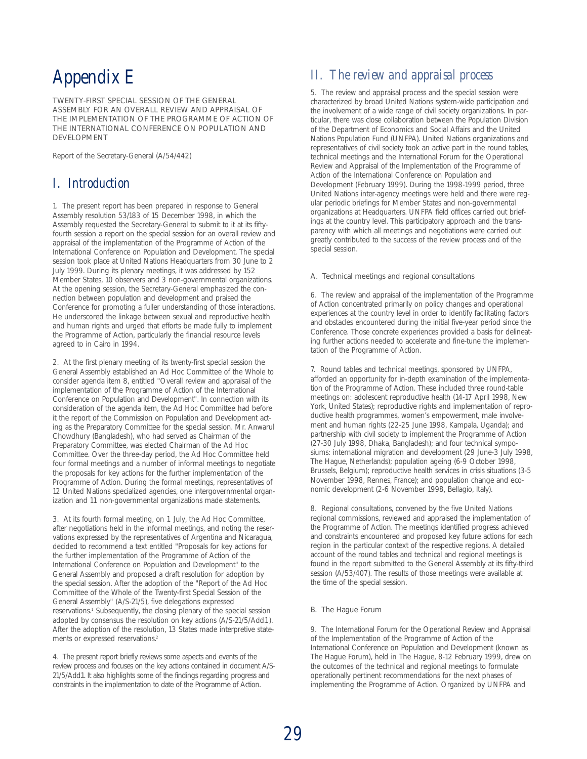# Appendix E

TWENTY-FIRST SPECIAL SESSION OF THE GENERAL ASSEMBLY FOR AN OVERALL REVIEW AND APPRAISAL OF THE IMPLEMENTATION OF THE PROGRAMME OF ACTION OF THE INTERNATIONAL CONFERENCE ON POPULATION AND DEVELOPMENT

Report of the Secretary-General (A/54/442)

## I. Introduction

1. The present report has been prepared in response to General Assembly resolution 53/183 of 15 December 1998, in which the Assembly requested the Secretary-General to submit to it at its fifty-fourth session a report on the special session for an overall review and appraisal of the implementation of the Programme of Action of the International Conference on Population and Development. The special session took place at United Nations Headquarters from 30 June to 2 July 1999. During its plenary meetings, it was addressed by 152 Member States, 10 observers and 3 non-governmental organizations. At the opening session, the Secretary-General emphasized the connection between population and development and praised the Conference for promoting a fuller understanding of those interactions. He underscored the linkage between sexual and reproductive health and human rights and urged that efforts be made fully to implement the Programme of Action, particularly the financial resource levels agreed to in Cairo in 1994.

2. At the first plenary meeting of its twenty-first special session the General Assembly established an Ad Hoc Committee of the Whole to consider agenda item 8, entitled "Overall review and appraisal of the implementation of the Programme of Action of the International Conference on Population and Development". In connection with its consideration of the agenda item, the Ad Hoc Committee had before it the report of the Commission on Population and Development acting as the Preparatory Committee for the special session. Mr. Anwarul Chowdhury (Bangladesh), who had served as Chairman of the Preparatory Committee, was elected Chairman of the Ad Hoc Committee. Over the three-day period, the Ad Hoc Committee held four formal meetings and a number of informal meetings to negotiate the proposals for key actions for the further implementation of the Programme of Action. During the formal meetings, representatives of 12 United Nations specialized agencies, one intergovernmental organization and 11 non-governmental organizations made statements.

3. At its fourth formal meeting, on 1 July, the Ad Hoc Committee, after negotiations held in the informal meetings, and noting the reservations expressed by the representatives of Argentina and Nicaragua, decided to recommend a text entitled "Proposals for key actions for the further implementation of the Programme of Action of the International Conference on Population and Development" to the General Assembly and proposed a draft resolution for adoption by the special session. After the adoption of the "Report of the Ad Hoc Committee of the Whole of the Twenty-first Special Session of the General Assembly" (A/S-21/5), five delegations expressed reservations.[1] Subsequently, the closing plenary of the special session adopted by consensus the resolution on key actions (A/S-21/5/Add.1). After the adoption of the resolution, 13 States made interpretive statements or expressed reservations.[2]

4. The present report briefly reviews some aspects and events of the review process and focuses on the key actions contained in document A/S-21/5/Add.1. It also highlights some of the findings regarding progress and constraints in the implementation to date of the Programme of Action.

## II. The review and appraisal process

5. The review and appraisal process and the special session were characterized by broad United Nations system-wide participation and the involvement of a wide range of civil society organizations. In particular, there was close collaboration between the Population Division of the Department of Economics and Social Affairs and the United Nations Population Fund (UNFPA). United Nations organizations and representatives of civil society took an active part in the round tables, technical meetings and the International Forum for the Operational Review and Appraisal of the Implementation of the Programme of Action of the International Conference on Population and Development (February 1999). During the 1998-1999 period, three United Nations inter-agency meetings were held and there were regular periodic briefings for Member States and non-governmental organizations at Headquarters. UNFPA field offices carried out briefings at the country level. This participatory approach and the transparency with which all meetings and negotiations were carried out greatly contributed to the success of the review process and of the special session.

### A. Technical meetings and regional consultations

6. The review and appraisal of the implementation of the Programme of Action concentrated primarily on policy changes and operational experiences at the country level in order to identify facilitating factors and obstacles encountered during the initial five-year period since the Conference. Those concrete experiences provided a basis for delineating further actions needed to accelerate and fine-tune the implementation of the Programme of Action.

7. Round tables and technical meetings, sponsored by UNFPA, afforded an opportunity for in-depth examination of the implementation of the Programme of Action. These included three round-table meetings on: adolescent reproductive health (14-17 April 1998, New York, United States); reproductive rights and implementation of reproductive health programmes, women's empowerment, male involvement and human rights (22-25 June 1998, Kampala, Uganda); and partnership with civil society to implement the Programme of Action (27-30 July 1998, Dhaka, Bangladesh); and four technical symposiums: international migration and development (29 June-3 July 1998, The Hague, Netherlands); population ageing (6-9 October 1998, Brussels, Belgium); reproductive health services in crisis situations (3-5 November 1998, Rennes, France); and population change and economic development (2-6 November 1998, Bellagio, Italy).

8. Regional consultations, convened by the five United Nations regional commissions, reviewed and appraised the implementation of the Programme of Action. The meetings identified progress achieved and constraints encountered and proposed key future actions for each region in the particular context of the respective regions. A detailed account of the round tables and technical and regional meetings is found in the report submitted to the General Assembly at its fifty-third session (A/53/407). The results of those meetings were available at the time of the special session.

### B. The Hague Forum

9. The International Forum for the Operational Review and Appraisal of the Implementation of the Programme of Action of the International Conference on Population and Development (known as The Hague Forum), held in The Hague, 8-12 February 1999, drew on the outcomes of the technical and regional meetings to formulate operationally pertinent recommendations for the next phases of implementing the Programme of Action. Organized by UNFPA and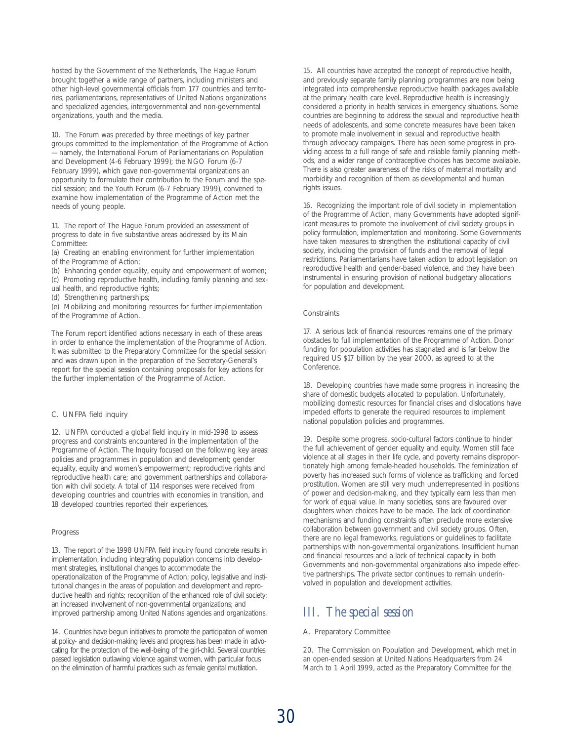hosted by the Government of the Netherlands, The Hague Forum brought together a wide range of partners, including ministers and other high-level governmental officials from 177 countries and territories, parliamentarians, representatives of United Nations organizations and specialized agencies, intergovernmental and non-governmental organizations, youth and the media.

10. The Forum was preceded by three meetings of key partner groups committed to the implementation of the Programme of Action —namely, the International Forum of Parliamentarians on Population and Development (4-6 February 1999); the NGO Forum (6-7 February 1999), which gave non-governmental organizations an opportunity to formulate their contribution to the Forum and the special session; and the Youth Forum (6-7 February 1999), convened to examine how implementation of the Programme of Action met the needs of young people.

11. The report of The Hague Forum provided an assessment of progress to date in five substantive areas addressed by its Main Committee:

(a) Creating an enabling environment for further implementation of the Programme of Action;

(b) Enhancing gender equality, equity and empowerment of women;

(c) Promoting reproductive health, including family planning and sexual health, and reproductive rights;

(d) Strengthening partnerships;

(e) Mobilizing and monitoring resources for further implementation of the Programme of Action.

The Forum report identified actions necessary in each of these areas in order to enhance the implementation of the Programme of Action. It was submitted to the Preparatory Committee for the special session and was drawn upon in the preparation of the Secretary-General's report for the special session containing proposals for key actions for the further implementation of the Programme of Action.

### C. UNFPA field inquiry

12. UNFPA conducted a global field inquiry in mid-1998 to assess progress and constraints encountered in the implementation of the Programme of Action. The Inquiry focused on the following key areas: policies and programmes in population and development; gender equality, equity and women's empowerment; reproductive rights and reproductive health care; and government partnerships and collaboration with civil society. A total of 114 responses were received from developing countries and countries with economies in transition, and 18 developed countries reported their experiences.

#### Progress

13. The report of the 1998 UNFPA field inquiry found concrete results in implementation, including integrating population concerns into development strategies, institutional changes to accommodate the operationalization of the Programme of Action; policy, legislative and institutional changes in the areas of population and development and reproductive health and rights; recognition of the enhanced role of civil society; an increased involvement of non-governmental organizations; and improved partnership among United Nations agencies and organizations.

14. Countries have begun initiatives to promote the participation of women at policy- and decision-making levels and progress has been made in advocating for the protection of the well-being of the girl-child. Several countries passed legislation outlawing violence against women, with particular focus on the elimination of harmful practices such as female genital mutilation.

15. All countries have accepted the concept of reproductive health, and previously separate family planning programmes are now being integrated into comprehensive reproductive health packages available at the primary health care level. Reproductive health is increasingly considered a priority in health services in emergency situations. Some countries are beginning to address the sexual and reproductive health needs of adolescents, and some concrete measures have been taken to promote male involvement in sexual and reproductive health through advocacy campaigns. There has been some progress in providing access to a full range of safe and reliable family planning methods, and a wider range of contraceptive choices has become available. There is also greater awareness of the risks of maternal mortality and morbidity and recognition of them as developmental and human rights issues.

16. Recognizing the important role of civil society in implementation of the Programme of Action, many Governments have adopted significant measures to promote the involvement of civil society groups in policy formulation, implementation and monitoring. Some Governments have taken measures to strengthen the institutional capacity of civil society, including the provision of funds and the removal of legal restrictions. Parliamentarians have taken action to adopt legislation on reproductive health and gender-based violence, and they have been instrumental in ensuring provision of national budgetary allocations for population and development.

#### Constraints

17. A serious lack of financial resources remains one of the primary obstacles to full implementation of the Programme of Action. Donor funding for population activities has stagnated and is far below the required US $17 billion by the year 2000, as agreed to at the Conference.

18. Developing countries have made some progress in increasing the share of domestic budgets allocated to population. Unfortunately, mobilizing domestic resources for financial crises and dislocations have impeded efforts to generate the required resources to implement national population policies and programmes.

19. Despite some progress, socio-cultural factors continue to hinder the full achievement of gender equality and equity. Women still face violence at all stages in their life cycle, and poverty remains disproportionately high among female-headed households. The feminization of poverty has increased such forms of violence as trafficking and forced prostitution. Women are still very much underrepresented in positions of power and decision-making, and they typically earn less than men for work of equal value. In many societies, sons are favoured over daughters when choices have to be made. The lack of coordination mechanisms and funding constraints often preclude more extensive collaboration between government and civil society groups. Often, there are no legal frameworks, regulations or guidelines to facilitate partnerships with non-governmental organizations. Insufficient human and financial resources and a lack of technical capacity in both Governments and non-governmental organizations also impede effective partnerships. The private sector continues to remain underinvolved in population and development activities.

## III. The special session

### A. Preparatory Committee

20. The Commission on Population and Development, which met in an open-ended session at United Nations Headquarters from 24 March to 1 April 1999, acted as the Preparatory Committee for the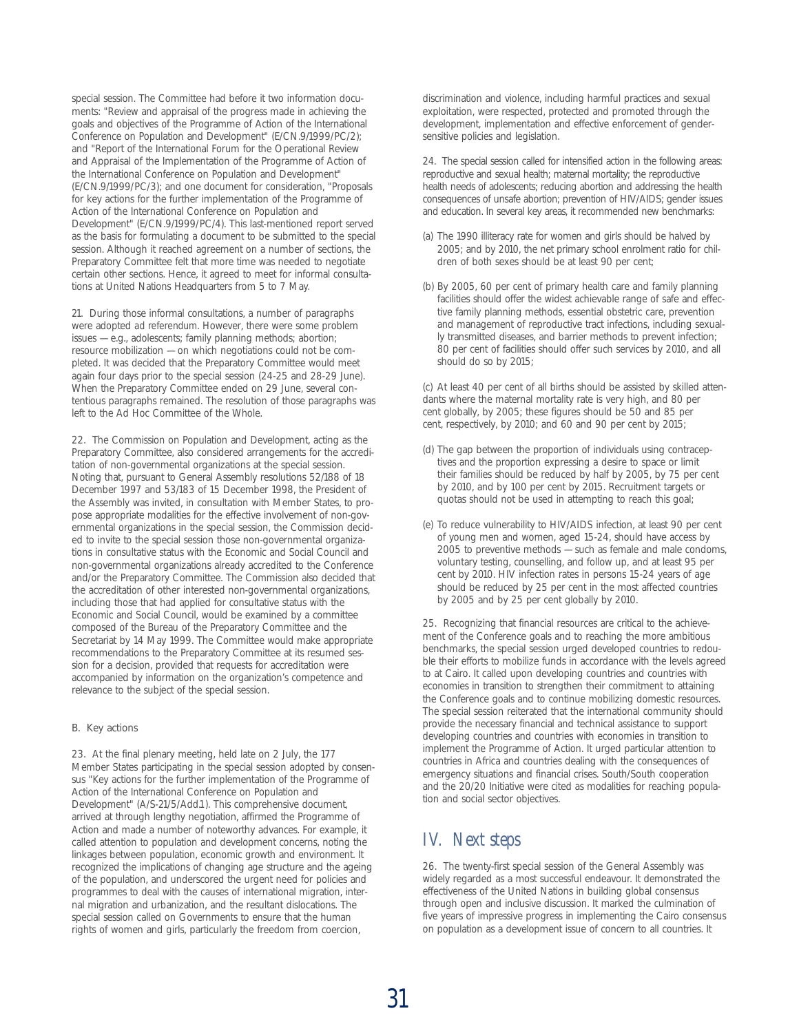special session. The Committee had before it two information documents: "Review and appraisal of the progress made in achieving the goals and objectives of the Programme of Action of the International Conference on Population and Development" (E/CN.9/1999/PC/2); and "Report of the International Forum for the Operational Review and Appraisal of the Implementation of the Programme of Action of the International Conference on Population and Development" (E/CN.9/1999/PC/3); and one document for consideration, "Proposals for key actions for the further implementation of the Programme of Action of the International Conference on Population and Development" (E/CN.9/1999/PC/4). This last-mentioned report served as the basis for formulating a document to be submitted to the special session. Although it reached agreement on a number of sections, the Preparatory Committee felt that more time was needed to negotiate certain other sections. Hence, it agreed to meet for informal consultations at United Nations Headquarters from 5 to 7 May.

21. During those informal consultations, a number of paragraphs were adopted ad referendum. However, there were some problem issues — e.g., adolescents; family planning methods; abortion; resource mobilization — on which negotiations could not be completed. It was decided that the Preparatory Committee would meet again four days prior to the special session (24-25 and 28-29 June). When the Preparatory Committee ended on 29 June, several contentious paragraphs remained. The resolution of those paragraphs was left to the Ad Hoc Committee of the Whole.

22. The Commission on Population and Development, acting as the Preparatory Committee, also considered arrangements for the accreditation of non-governmental organizations at the special session. Noting that, pursuant to General Assembly resolutions 52/188 of 18 December 1997 and 53/183 of 15 December 1998, the President of the Assembly was invited, in consultation with Member States, to propose appropriate modalities for the effective involvement of non-governmental organizations in the special session, the Commission decided to invite to the special session those non-governmental organizations in consultative status with the Economic and Social Council and non-governmental organizations already accredited to the Conference and/or the Preparatory Committee. The Commission also decided that the accreditation of other interested non-governmental organizations, including those that had applied for consultative status with the Economic and Social Council, would be examined by a committee composed of the Bureau of the Preparatory Committee and the Secretariat by 14 May 1999. The Committee would make appropriate recommendations to the Preparatory Committee at its resumed session for a decision, provided that requests for accreditation were accompanied by information on the organization's competence and relevance to the subject of the special session.

### B. Key actions

23. At the final plenary meeting, held late on 2 July, the 177 Member States participating in the special session adopted by consensus "Key actions for the further implementation of the Programme of Action of the International Conference on Population and Development" (A/S-21/5/Add.1). This comprehensive document, arrived at through lengthy negotiation, affirmed the Programme of Action and made a number of noteworthy advances. For example, it called attention to population and development concerns, noting the linkages between population, economic growth and environment. It recognized the implications of changing age structure and the ageing of the population, and underscored the urgent need for policies and programmes to deal with the causes of international migration, internal migration and urbanization, and the resultant dislocations. The special session called on Governments to ensure that the human rights of women and girls, particularly the freedom from coercion, discrimination and violence, including harmful practices and sexual exploitation, were respected, protected and promoted through the development, implementation and effective enforcement of gender-sensitive policies and legislation.

24. The special session called for intensified action in the following areas: reproductive and sexual health; maternal mortality; the reproductive health needs of adolescents; reducing abortion and addressing the health consequences of unsafe abortion; prevention of HIV/AIDS; gender issues and education. In several key areas, it recommended new benchmarks:

(a) The 1990 illiteracy rate for women and girls should be halved by 2005; and by 2010, the net primary school enrolment ratio for children of both sexes should be at least 90 per cent;

(b) By 2005, 60 per cent of primary health care and family planning facilities should offer the widest achievable range of safe and effective family planning methods, essential obstetric care, prevention and management of reproductive tract infections, including sexually transmitted diseases, and barrier methods to prevent infection; 80 per cent of facilities should offer such services by 2010, and all should do so by 2015;

(c) At least 40 per cent of all births should be assisted by skilled attendants where the maternal mortality rate is very high, and 80 per cent globally, by 2005; these figures should be 50 and 85 per cent, respectively, by 2010; and 60 and 90 per cent by 2015;

(d) The gap between the proportion of individuals using contraceptives and the proportion expressing a desire to space or limit their families should be reduced by half by 2005, by 75 per cent by 2010, and by 100 per cent by 2015. Recruitment targets or quotas should not be used in attempting to reach this goal;

(e) To reduce vulnerability to HIV/AIDS infection, at least 90 per cent of young men and women, aged 15-24, should have access by 2005 to preventive methods — such as female and male condoms, voluntary testing, counselling, and follow up, and at least 95 per cent by 2010. HIV infection rates in persons 15-24 years of age should be reduced by 25 per cent in the most affected countries by 2005 and by 25 per cent globally by 2010.

25. Recognizing that financial resources are critical to the achievement of the Conference goals and to reaching the more ambitious benchmarks, the special session urged developed countries to redouble their efforts to mobilize funds in accordance with the levels agreed to at Cairo. It called upon developing countries and countries with economies in transition to strengthen their commitment to attaining the Conference goals and to continue mobilizing domestic resources. The special session reiterated that the international community should provide the necessary financial and technical assistance to support developing countries and countries with economies in transition to implement the Programme of Action. It urged particular attention to countries in Africa and countries dealing with the consequences of emergency situations and financial crises. South/South cooperation and the 20/20 Initiative were cited as modalities for reaching population and social sector objectives.

## IV. Next steps

26. The twenty-first special session of the General Assembly was widely regarded as a most successful endeavour. It demonstrated the effectiveness of the United Nations in building global consensus through open and inclusive discussion. It marked the culmination of five years of impressive progress in implementing the Cairo consensus on population as a development issue of concern to all countries. It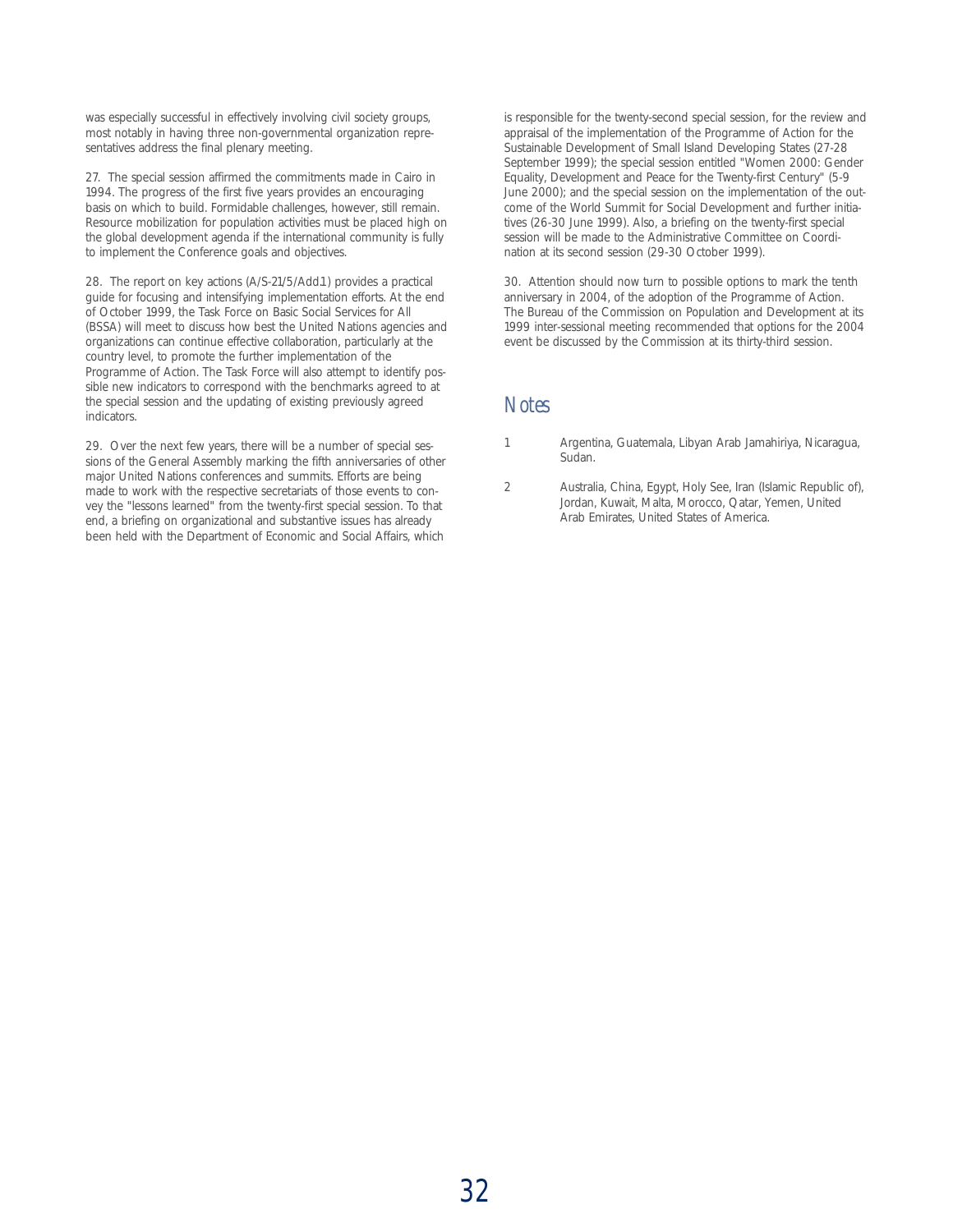was especially successful in effectively involving civil society groups, most notably in having three non-governmental organization representatives address the final plenary meeting.

27. The special session affirmed the commitments made in Cairo in 1994. The progress of the first five years provides an encouraging basis on which to build. Formidable challenges, however, still remain. Resource mobilization for population activities must be placed high on the global development agenda if the international community is fully to implement the Conference goals and objectives.

28. The report on key actions (A/S-21/5/Add.1) provides a practical guide for focusing and intensifying implementation efforts. At the end of October 1999, the Task Force on Basic Social Services for All (BSSA) will meet to discuss how best the United Nations agencies and organizations can continue effective collaboration, particularly at the country level, to promote the further implementation of the Programme of Action. The Task Force will also attempt to identify possible new indicators to correspond with the benchmarks agreed to at the special session and the updating of existing previously agreed indicators.

29. Over the next few years, there will be a number of special sessions of the General Assembly marking the fifth anniversaries of other major United Nations conferences and summits. Efforts are being made to work with the respective secretariats of those events to convey the "lessons learned" from the twenty-first special session. To that end, a briefing on organizational and substantive issues has already been held with the Department of Economic and Social Affairs, which is responsible for the twenty-second special session, for the review and appraisal of the implementation of the Programme of Action for the Sustainable Development of Small Island Developing States (27-28 September 1999); the special session entitled "Women 2000: Gender Equality, Development and Peace for the Twenty-first Century" (5-9 June 2000); and the special session on the implementation of the outcome of the World Summit for Social Development and further initiatives (26-30 June 1999). Also, a briefing on the twenty-first special session will be made to the Administrative Committee on Coordination at its second session (29-30 October 1999).

30. Attention should now turn to possible options to mark the tenth anniversary in 2004, of the adoption of the Programme of Action. The Bureau of the Commission on Population and Development at its 1999 inter-sessional meeting recommended that options for the 2004 event be discussed by the Commission at its thirty-third session.

## Notes

1 Argentina, Guatemala, Libyan Arab Jamahiriya, Nicaragua, Sudan.

2 Australia, China, Egypt, Holy See, Iran (Islamic Republic of), Jordan, Kuwait, Malta, Morocco, Qatar, Yemen, United Arab Emirates, United States of America.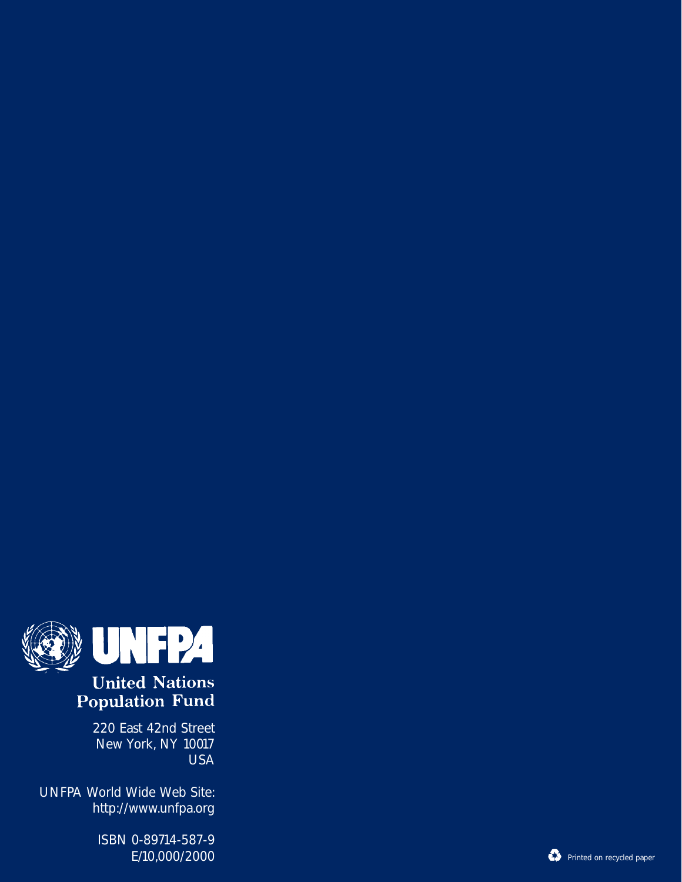UNFPA

United Nations Population Fund

220 East 42nd Street
New York, NY 10017
USA

UNFPA World Wide Web Site:
http://www.unfpa.org

ISBN 0-89714-587-9
E/10,000/2000

Printed on recycled paper